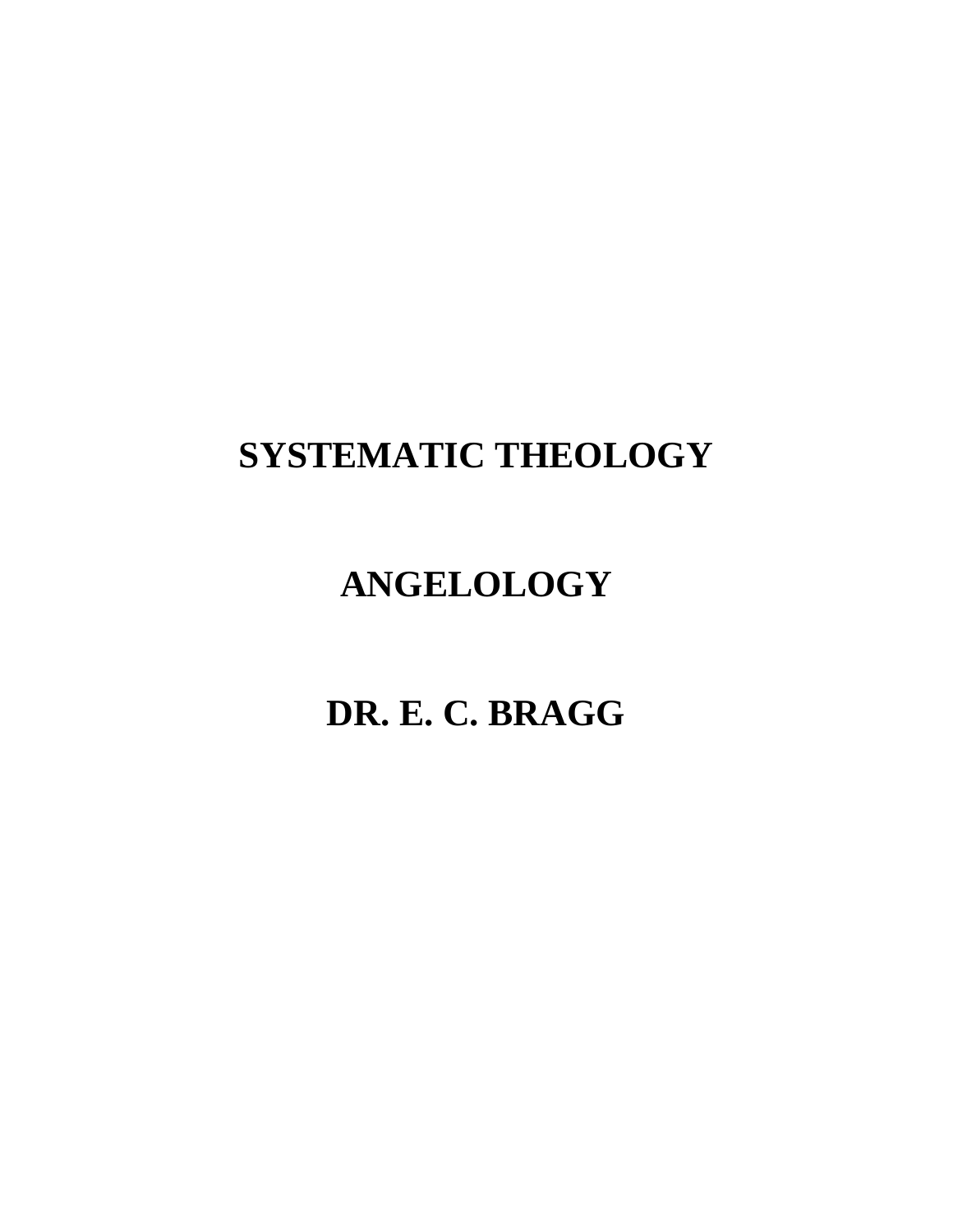# SYSTEMATIC THEOLOGY

# ANGELOLOGY

# DR. E. C. BRAGG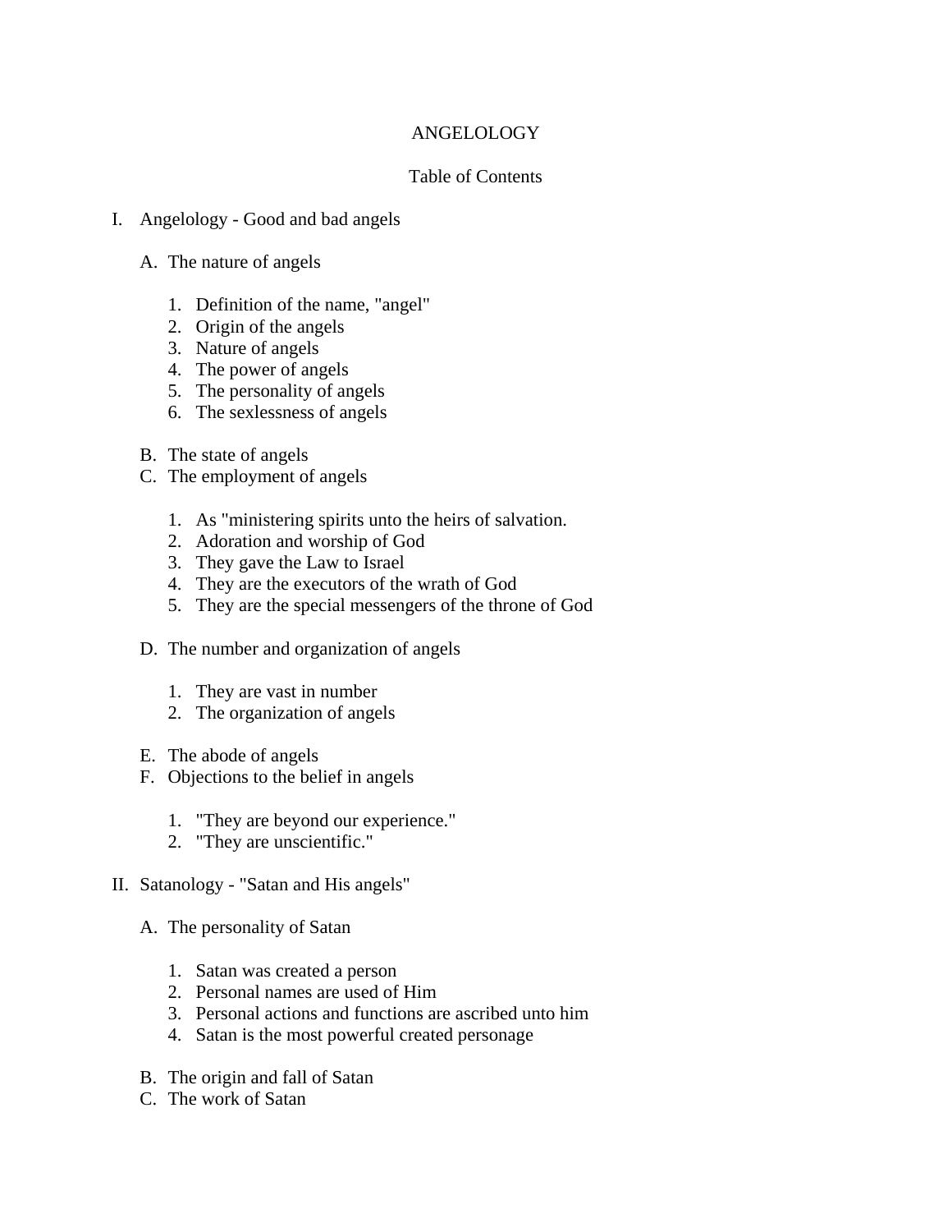# ANGELOLOGY

## Table of Contents

I. Angelology - Good and bad angels

   A. The nature of angels

      1. Definition of the name, "angel"
      2. Origin of the angels
      3. Nature of angels
      4. The power of angels
      5. The personality of angels
      6. The sexlessness of angels

   B. The state of angels

   C. The employment of angels

      1. As "ministering spirits unto the heirs of salvation.
      2. Adoration and worship of God
      3. They gave the Law to Israel
      4. They are the executors of the wrath of God
      5. They are the special messengers of the throne of God

   D. The number and organization of angels

      1. They are vast in number
      2. The organization of angels

   E. The abode of angels

   F. Objections to the belief in angels

      1. "They are beyond our experience."
      2. "They are unscientific."

II. Satanology - "Satan and His angels"

   A. The personality of Satan

      1. Satan was created a person
      2. Personal names are used of Him
      3. Personal actions and functions are ascribed unto him
      4. Satan is the most powerful created personage

   B. The origin and fall of Satan

   C. The work of Satan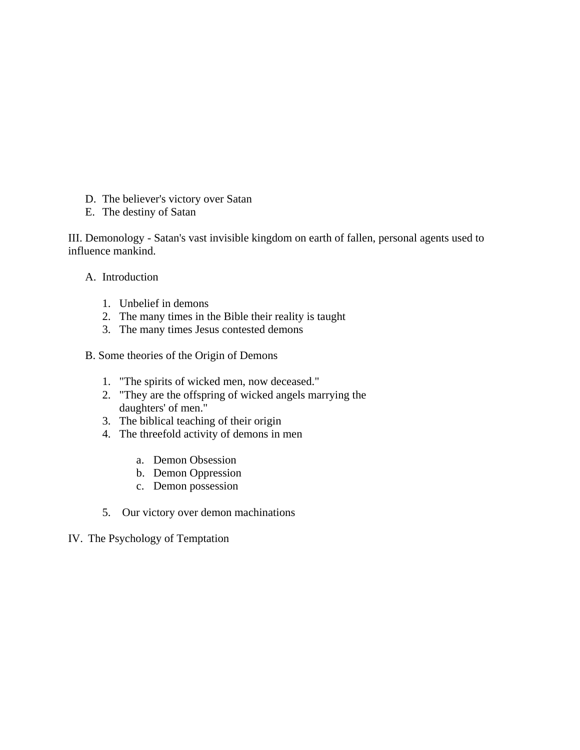D. The believer's victory over Satan
E. The destiny of Satan

III. Demonology - Satan's vast invisible kingdom on earth of fallen, personal agents used to influence mankind.

A. Introduction

1. Unbelief in demons
2. The many times in the Bible their reality is taught
3. The many times Jesus contested demons

B. Some theories of the Origin of Demons

1. "The spirits of wicked men, now deceased."
2. "They are the offspring of wicked angels marrying the daughters' of men."
3. The biblical teaching of their origin
4. The threefold activity of demons in men

    a. Demon Obsession
    b. Demon Oppression
    c. Demon possession

5. Our victory over demon machinations

IV. The Psychology of Temptation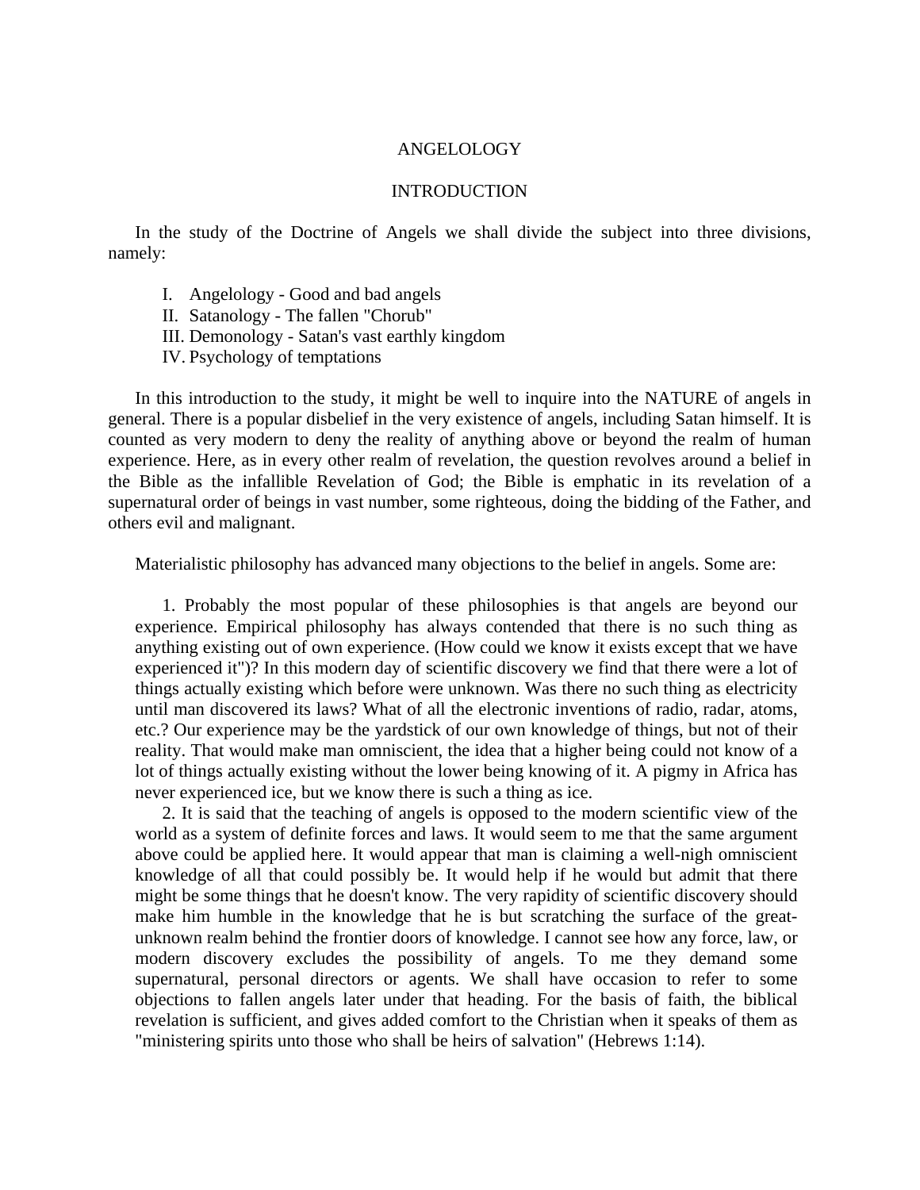# ANGELOLOGY

## INTRODUCTION

In the study of the Doctrine of Angels we shall divide the subject into three divisions, namely:

I. Angelology - Good and bad angels
II. Satanology - The fallen "Chorub"
III. Demonology - Satan's vast earthly kingdom
IV. Psychology of temptations

In this introduction to the study, it might be well to inquire into the NATURE of angels in general. There is a popular disbelief in the very existence of angels, including Satan himself. It is counted as very modern to deny the reality of anything above or beyond the realm of human experience. Here, as in every other realm of revelation, the question revolves around a belief in the Bible as the infallible Revelation of God; the Bible is emphatic in its revelation of a supernatural order of beings in vast number, some righteous, doing the bidding of the Father, and others evil and malignant.

Materialistic philosophy has advanced many objections to the belief in angels. Some are:

1. Probably the most popular of these philosophies is that angels are beyond our experience. Empirical philosophy has always contended that there is no such thing as anything existing out of own experience. (How could we know it exists except that we have experienced it")? In this modern day of scientific discovery we find that there were a lot of things actually existing which before were unknown. Was there no such thing as electricity until man discovered its laws? What of all the electronic inventions of radio, radar, atoms, etc.? Our experience may be the yardstick of our own knowledge of things, but not of their reality. That would make man omniscient, the idea that a higher being could not know of a lot of things actually existing without the lower being knowing of it. A pigmy in Africa has never experienced ice, but we know there is such a thing as ice.

2. It is said that the teaching of angels is opposed to the modern scientific view of the world as a system of definite forces and laws. It would seem to me that the same argument above could be applied here. It would appear that man is claiming a well-nigh omniscient knowledge of all that could possibly be. It would help if he would but admit that there might be some things that he doesn't know. The very rapidity of scientific discovery should make him humble in the knowledge that he is but scratching the surface of the great-unknown realm behind the frontier doors of knowledge. I cannot see how any force, law, or modern discovery excludes the possibility of angels. To me they demand some supernatural, personal directors or agents. We shall have occasion to refer to some objections to fallen angels later under that heading. For the basis of faith, the biblical revelation is sufficient, and gives added comfort to the Christian when it speaks of them as "ministering spirits unto those who shall be heirs of salvation" (Hebrews 1:14).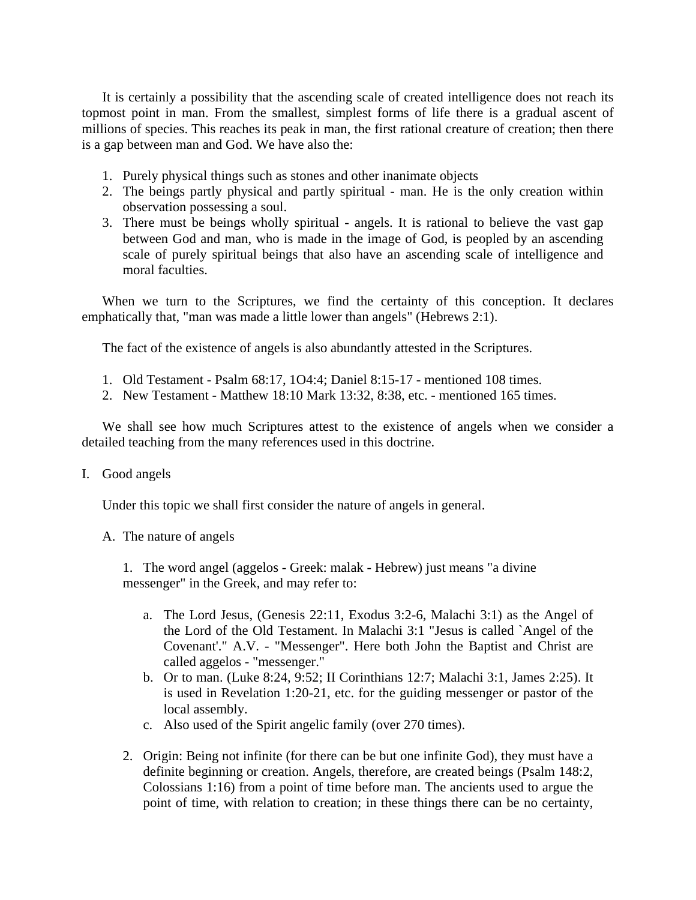It is certainly a possibility that the ascending scale of created intelligence does not reach its topmost point in man. From the smallest, simplest forms of life there is a gradual ascent of millions of species. This reaches its peak in man, the first rational creature of creation; then there is a gap between man and God. We have also the:

1. Purely physical things such as stones and other inanimate objects
2. The beings partly physical and partly spiritual - man. He is the only creation within observation possessing a soul.
3. There must be beings wholly spiritual - angels. It is rational to believe the vast gap between God and man, who is made in the image of God, is peopled by an ascending scale of purely spiritual beings that also have an ascending scale of intelligence and moral faculties.

When we turn to the Scriptures, we find the certainty of this conception. It declares emphatically that, "man was made a little lower than angels" (Hebrews 2:1).

The fact of the existence of angels is also abundantly attested in the Scriptures.

1. Old Testament - Psalm 68:17, 1O4:4; Daniel 8:15-17 - mentioned 108 times.
2. New Testament - Matthew 18:10 Mark 13:32, 8:38, etc. - mentioned 165 times.

We shall see how much Scriptures attest to the existence of angels when we consider a detailed teaching from the many references used in this doctrine.

I. Good angels

Under this topic we shall first consider the nature of angels in general.

A. The nature of angels

1. The word angel (aggelos - Greek: malak - Hebrew) just means "a divine messenger" in the Greek, and may refer to:

   a. The Lord Jesus, (Genesis 22:11, Exodus 3:2-6, Malachi 3:1) as the Angel of the Lord of the Old Testament. In Malachi 3:1 "Jesus is called `Angel of the Covenant'." A.V. - "Messenger". Here both John the Baptist and Christ are called aggelos - "messenger."
   b. Or to man. (Luke 8:24, 9:52; II Corinthians 12:7; Malachi 3:1, James 2:25). It is used in Revelation 1:20-21, etc. for the guiding messenger or pastor of the local assembly.
   c. Also used of the Spirit angelic family (over 270 times).

2. Origin: Being not infinite (for there can be but one infinite God), they must have a definite beginning or creation. Angels, therefore, are created beings (Psalm 148:2, Colossians 1:16) from a point of time before man. The ancients used to argue the point of time, with relation to creation; in these things there can be no certainty,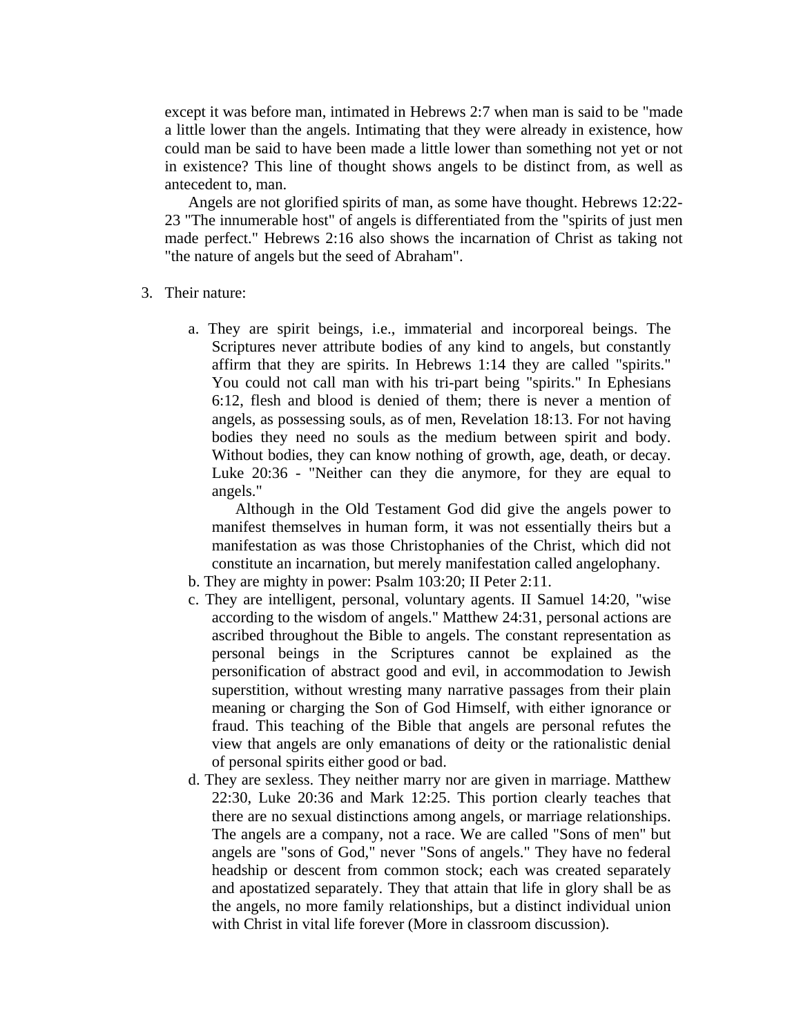except it was before man, intimated in Hebrews 2:7 when man is said to be "made a little lower than the angels. Intimating that they were already in existence, how could man be said to have been made a little lower than something not yet or not in existence? This line of thought shows angels to be distinct from, as well as antecedent to, man.

Angels are not glorified spirits of man, as some have thought. Hebrews 12:22-23 "The innumerable host" of angels is differentiated from the "spirits of just men made perfect." Hebrews 2:16 also shows the incarnation of Christ as taking not "the nature of angels but the seed of Abraham".

3. Their nature:

   a. They are spirit beings, i.e., immaterial and incorporeal beings. The Scriptures never attribute bodies of any kind to angels, but constantly affirm that they are spirits. In Hebrews 1:14 they are called "spirits." You could not call man with his tri-part being "spirits." In Ephesians 6:12, flesh and blood is denied of them; there is never a mention of angels, as possessing souls, as of men, Revelation 18:13. For not having bodies they need no souls as the medium between spirit and body. Without bodies, they can know nothing of growth, age, death, or decay. Luke 20:36 - "Neither can they die anymore, for they are equal to angels."

      Although in the Old Testament God did give the angels power to manifest themselves in human form, it was not essentially theirs but a manifestation as was those Christophanies of the Christ, which did not constitute an incarnation, but merely manifestation called angelophany.

   b. They are mighty in power: Psalm 103:20; II Peter 2:11.

   c. They are intelligent, personal, voluntary agents. II Samuel 14:20, "wise according to the wisdom of angels." Matthew 24:31, personal actions are ascribed throughout the Bible to angels. The constant representation as personal beings in the Scriptures cannot be explained as the personification of abstract good and evil, in accommodation to Jewish superstition, without wresting many narrative passages from their plain meaning or charging the Son of God Himself, with either ignorance or fraud. This teaching of the Bible that angels are personal refutes the view that angels are only emanations of deity or the rationalistic denial of personal spirits either good or bad.

   d. They are sexless. They neither marry nor are given in marriage. Matthew 22:30, Luke 20:36 and Mark 12:25. This portion clearly teaches that there are no sexual distinctions among angels, or marriage relationships. The angels are a company, not a race. We are called "Sons of men" but angels are "sons of God," never "Sons of angels." They have no federal headship or descent from common stock; each was created separately and apostatized separately. They that attain that life in glory shall be as the angels, no more family relationships, but a distinct individual union with Christ in vital life forever (More in classroom discussion).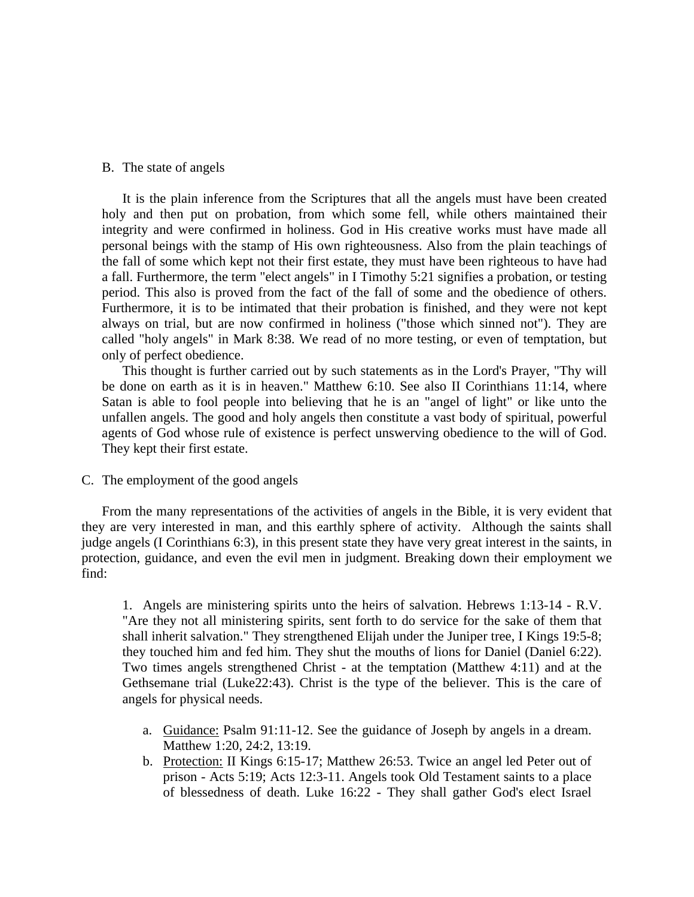B. The state of angels

It is the plain inference from the Scriptures that all the angels must have been created holy and then put on probation, from which some fell, while others maintained their integrity and were confirmed in holiness. God in His creative works must have made all personal beings with the stamp of His own righteousness. Also from the plain teachings of the fall of some which kept not their first estate, they must have been righteous to have had a fall. Furthermore, the term "elect angels" in I Timothy 5:21 signifies a probation, or testing period. This also is proved from the fact of the fall of some and the obedience of others. Furthermore, it is to be intimated that their probation is finished, and they were not kept always on trial, but are now confirmed in holiness ("those which sinned not"). They are called "holy angels" in Mark 8:38. We read of no more testing, or even of temptation, but only of perfect obedience.

This thought is further carried out by such statements as in the Lord's Prayer, "Thy will be done on earth as it is in heaven." Matthew 6:10. See also II Corinthians 11:14, where Satan is able to fool people into believing that he is an "angel of light" or like unto the unfallen angels. The good and holy angels then constitute a vast body of spiritual, powerful agents of God whose rule of existence is perfect unswerving obedience to the will of God. They kept their first estate.

C. The employment of the good angels

From the many representations of the activities of angels in the Bible, it is very evident that they are very interested in man, and this earthly sphere of activity. Although the saints shall judge angels (I Corinthians 6:3), in this present state they have very great interest in the saints, in protection, guidance, and even the evil men in judgment. Breaking down their employment we find:

1. Angels are ministering spirits unto the heirs of salvation. Hebrews 1:13-14 - R.V. "Are they not all ministering spirits, sent forth to do service for the sake of them that shall inherit salvation." They strengthened Elijah under the Juniper tree, I Kings 19:5-8; they touched him and fed him. They shut the mouths of lions for Daniel (Daniel 6:22). Two times angels strengthened Christ - at the temptation (Matthew 4:11) and at the Gethsemane trial (Luke22:43). Christ is the type of the believer. This is the care of angels for physical needs.

   a. <u>Guidance:</u> Psalm 91:11-12. See the guidance of Joseph by angels in a dream. Matthew 1:20, 24:2, 13:19.
   b. <u>Protection:</u> II Kings 6:15-17; Matthew 26:53. Twice an angel led Peter out of prison - Acts 5:19; Acts 12:3-11. Angels took Old Testament saints to a place of blessedness of death. Luke 16:22 - They shall gather God's elect Israel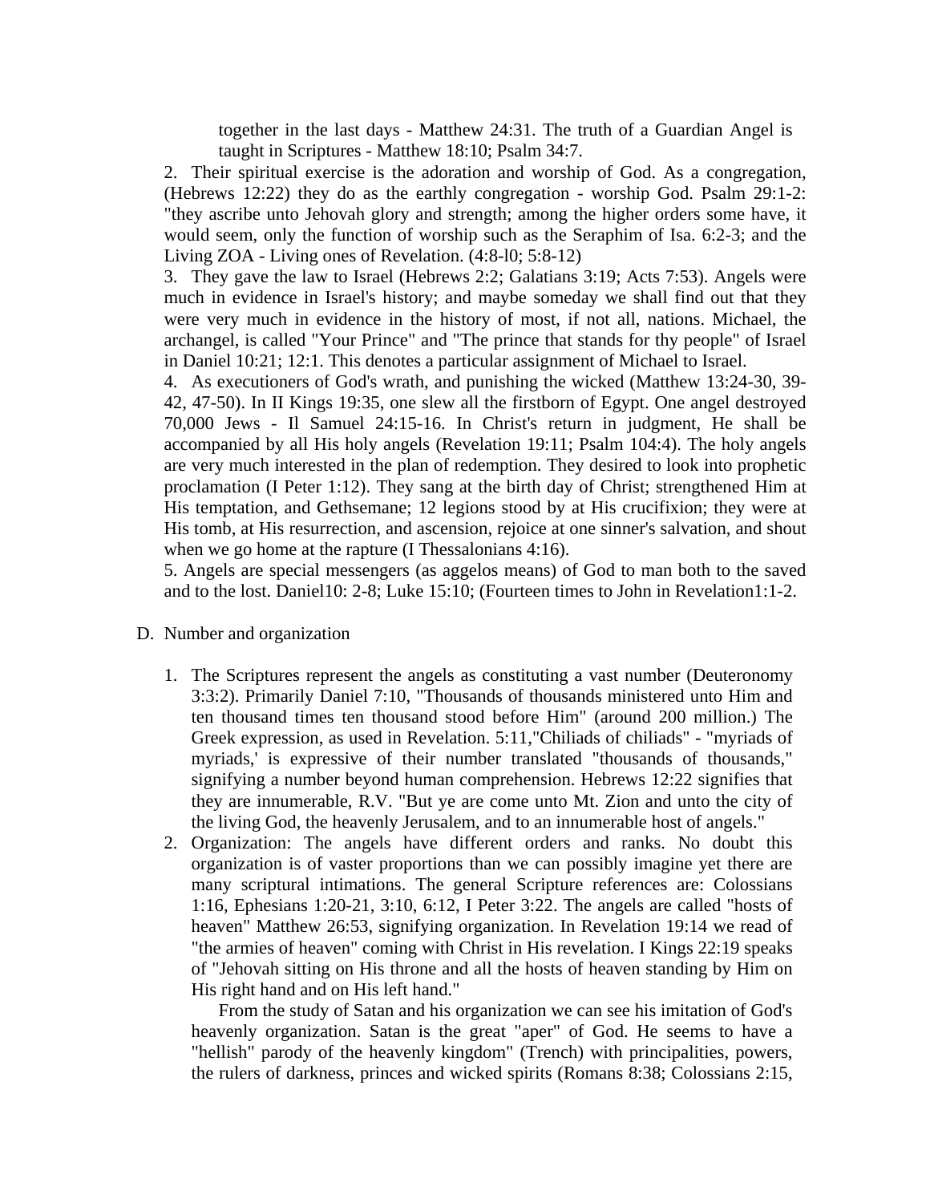together in the last days - Matthew 24:31. The truth of a Guardian Angel is taught in Scriptures - Matthew 18:10; Psalm 34:7.

2. Their spiritual exercise is the adoration and worship of God. As a congregation, (Hebrews 12:22) they do as the earthly congregation - worship God. Psalm 29:1-2: "they ascribe unto Jehovah glory and strength; among the higher orders some have, it would seem, only the function of worship such as the Seraphim of Isa. 6:2-3; and the Living ZOA - Living ones of Revelation. (4:8-l0; 5:8-12)

3. They gave the law to Israel (Hebrews 2:2; Galatians 3:19; Acts 7:53). Angels were much in evidence in Israel's history; and maybe someday we shall find out that they were very much in evidence in the history of most, if not all, nations. Michael, the archangel, is called "Your Prince" and "The prince that stands for thy people" of Israel in Daniel 10:21; 12:1. This denotes a particular assignment of Michael to Israel.

4. As executioners of God's wrath, and punishing the wicked (Matthew 13:24-30, 39-42, 47-50). In II Kings 19:35, one slew all the firstborn of Egypt. One angel destroyed 70,000 Jews - Il Samuel 24:15-16. In Christ's return in judgment, He shall be accompanied by all His holy angels (Revelation 19:11; Psalm 104:4). The holy angels are very much interested in the plan of redemption. They desired to look into prophetic proclamation (I Peter 1:12). They sang at the birth day of Christ; strengthened Him at His temptation, and Gethsemane; 12 legions stood by at His crucifixion; they were at His tomb, at His resurrection, and ascension, rejoice at one sinner's salvation, and shout when we go home at the rapture (I Thessalonians 4:16).

5. Angels are special messengers (as aggelos means) of God to man both to the saved and to the lost. Daniel10: 2-8; Luke 15:10; (Fourteen times to John in Revelation1:1-2.

D. Number and organization

1. The Scriptures represent the angels as constituting a vast number (Deuteronomy 3:3:2). Primarily Daniel 7:10, "Thousands of thousands ministered unto Him and ten thousand times ten thousand stood before Him" (around 200 million.) The Greek expression, as used in Revelation. 5:11,"Chiliads of chiliads" - "myriads of myriads,' is expressive of their number translated "thousands of thousands," signifying a number beyond human comprehension. Hebrews 12:22 signifies that they are innumerable, R.V. "But ye are come unto Mt. Zion and unto the city of the living God, the heavenly Jerusalem, and to an innumerable host of angels."

2. Organization: The angels have different orders and ranks. No doubt this organization is of vaster proportions than we can possibly imagine yet there are many scriptural intimations. The general Scripture references are: Colossians 1:16, Ephesians 1:20-21, 3:10, 6:12, I Peter 3:22. The angels are called "hosts of heaven" Matthew 26:53, signifying organization. In Revelation 19:14 we read of "the armies of heaven" coming with Christ in His revelation. I Kings 22:19 speaks of "Jehovah sitting on His throne and all the hosts of heaven standing by Him on His right hand and on His left hand."

   From the study of Satan and his organization we can see his imitation of God's heavenly organization. Satan is the great "aper" of God. He seems to have a "hellish" parody of the heavenly kingdom" (Trench) with principalities, powers, the rulers of darkness, princes and wicked spirits (Romans 8:38; Colossians 2:15,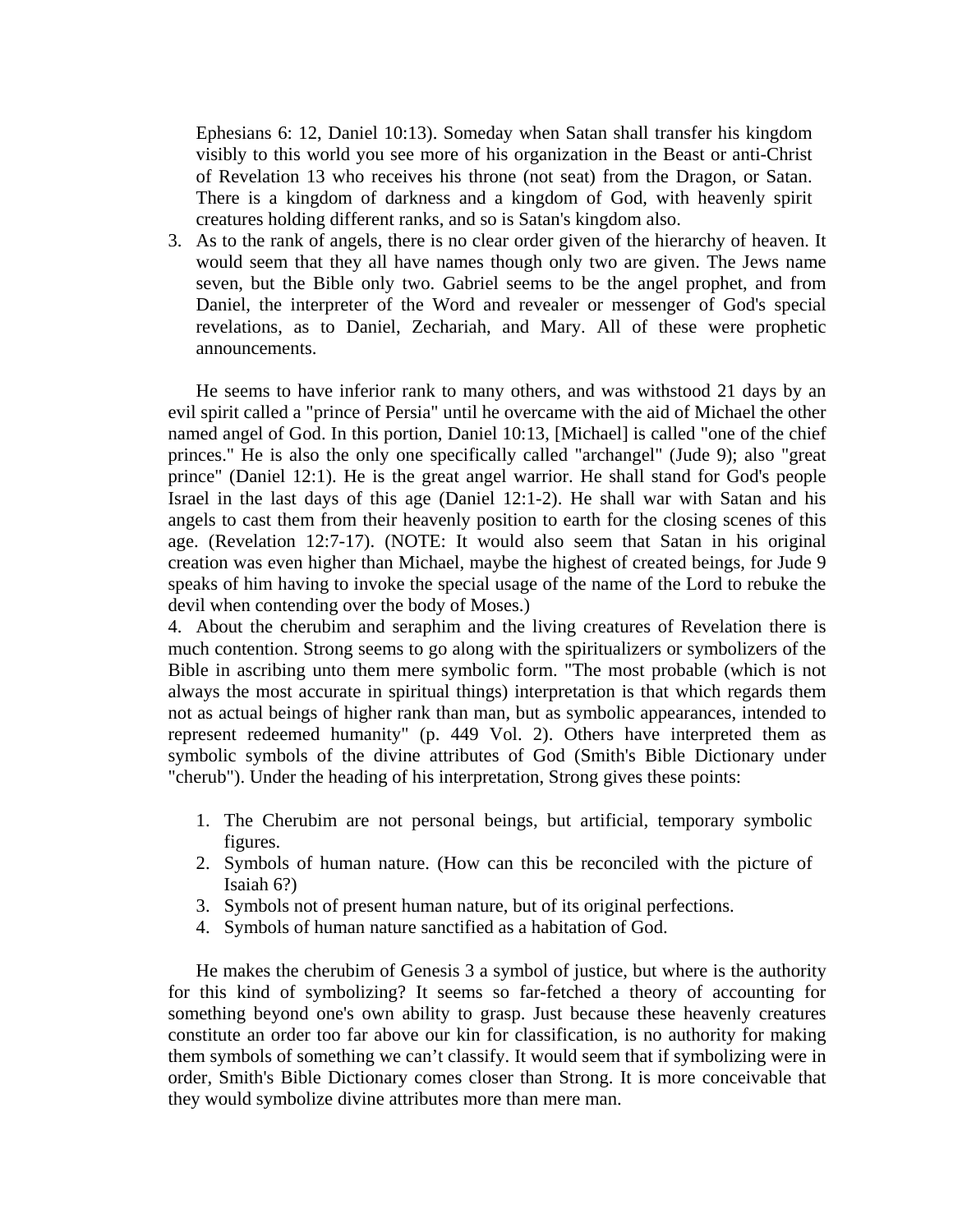Ephesians 6: 12, Daniel 10:13). Someday when Satan shall transfer his kingdom visibly to this world you see more of his organization in the Beast or anti-Christ of Revelation 13 who receives his throne (not seat) from the Dragon, or Satan. There is a kingdom of darkness and a kingdom of God, with heavenly spirit creatures holding different ranks, and so is Satan's kingdom also.

3. As to the rank of angels, there is no clear order given of the hierarchy of heaven. It would seem that they all have names though only two are given. The Jews name seven, but the Bible only two. Gabriel seems to be the angel prophet, and from Daniel, the interpreter of the Word and revealer or messenger of God's special revelations, as to Daniel, Zechariah, and Mary. All of these were prophetic announcements.

He seems to have inferior rank to many others, and was withstood 21 days by an evil spirit called a "prince of Persia" until he overcame with the aid of Michael the other named angel of God. In this portion, Daniel 10:13, [Michael] is called "one of the chief princes." He is also the only one specifically called "archangel" (Jude 9); also "great prince" (Daniel 12:1). He is the great angel warrior. He shall stand for God's people Israel in the last days of this age (Daniel 12:1-2). He shall war with Satan and his angels to cast them from their heavenly position to earth for the closing scenes of this age. (Revelation 12:7-17). (NOTE: It would also seem that Satan in his original creation was even higher than Michael, maybe the highest of created beings, for Jude 9 speaks of him having to invoke the special usage of the name of the Lord to rebuke the devil when contending over the body of Moses.)

4. About the cherubim and seraphim and the living creatures of Revelation there is much contention. Strong seems to go along with the spiritualizers or symbolizers of the Bible in ascribing unto them mere symbolic form. "The most probable (which is not always the most accurate in spiritual things) interpretation is that which regards them not as actual beings of higher rank than man, but as symbolic appearances, intended to represent redeemed humanity" (p. 449 Vol. 2). Others have interpreted them as symbolic symbols of the divine attributes of God (Smith's Bible Dictionary under "cherub"). Under the heading of his interpretation, Strong gives these points:

1. The Cherubim are not personal beings, but artificial, temporary symbolic figures.
2. Symbols of human nature. (How can this be reconciled with the picture of Isaiah 6?)
3. Symbols not of present human nature, but of its original perfections.
4. Symbols of human nature sanctified as a habitation of God.

He makes the cherubim of Genesis 3 a symbol of justice, but where is the authority for this kind of symbolizing? It seems so far-fetched a theory of accounting for something beyond one's own ability to grasp. Just because these heavenly creatures constitute an order too far above our kin for classification, is no authority for making them symbols of something we can't classify. It would seem that if symbolizing were in order, Smith's Bible Dictionary comes closer than Strong. It is more conceivable that they would symbolize divine attributes more than mere man.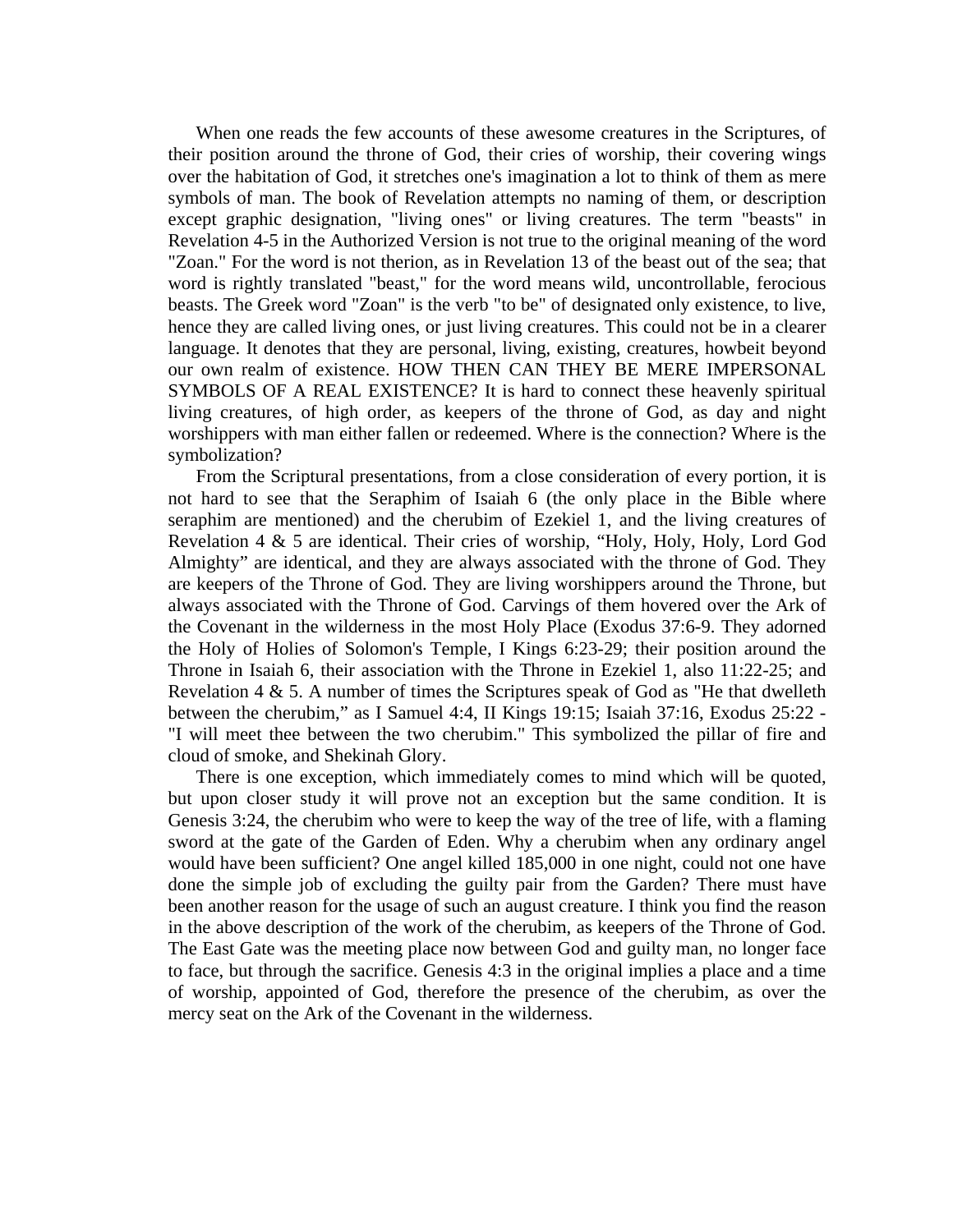When one reads the few accounts of these awesome creatures in the Scriptures, of their position around the throne of God, their cries of worship, their covering wings over the habitation of God, it stretches one's imagination a lot to think of them as mere symbols of man. The book of Revelation attempts no naming of them, or description except graphic designation, "living ones" or living creatures. The term "beasts" in Revelation 4-5 in the Authorized Version is not true to the original meaning of the word "Zoan." For the word is not therion, as in Revelation 13 of the beast out of the sea; that word is rightly translated "beast," for the word means wild, uncontrollable, ferocious beasts. The Greek word "Zoan" is the verb "to be" of designated only existence, to live, hence they are called living ones, or just living creatures. This could not be in a clearer language. It denotes that they are personal, living, existing, creatures, howbeit beyond our own realm of existence. HOW THEN CAN THEY BE MERE IMPERSONAL SYMBOLS OF A REAL EXISTENCE? It is hard to connect these heavenly spiritual living creatures, of high order, as keepers of the throne of God, as day and night worshippers with man either fallen or redeemed. Where is the connection? Where is the symbolization?

From the Scriptural presentations, from a close consideration of every portion, it is not hard to see that the Seraphim of Isaiah 6 (the only place in the Bible where seraphim are mentioned) and the cherubim of Ezekiel 1, and the living creatures of Revelation 4 & 5 are identical. Their cries of worship, “Holy, Holy, Holy, Lord God Almighty” are identical, and they are always associated with the throne of God. They are keepers of the Throne of God. They are living worshippers around the Throne, but always associated with the Throne of God. Carvings of them hovered over the Ark of the Covenant in the wilderness in the most Holy Place (Exodus 37:6-9. They adorned the Holy of Holies of Solomon's Temple, I Kings 6:23-29; their position around the Throne in Isaiah 6, their association with the Throne in Ezekiel 1, also 11:22-25; and Revelation 4 & 5. A number of times the Scriptures speak of God as "He that dwelleth between the cherubim,” as I Samuel 4:4, II Kings 19:15; Isaiah 37:16, Exodus 25:22 - "I will meet thee between the two cherubim." This symbolized the pillar of fire and cloud of smoke, and Shekinah Glory.

There is one exception, which immediately comes to mind which will be quoted, but upon closer study it will prove not an exception but the same condition. It is Genesis 3:24, the cherubim who were to keep the way of the tree of life, with a flaming sword at the gate of the Garden of Eden. Why a cherubim when any ordinary angel would have been sufficient? One angel killed 185,000 in one night, could not one have done the simple job of excluding the guilty pair from the Garden? There must have been another reason for the usage of such an august creature. I think you find the reason in the above description of the work of the cherubim, as keepers of the Throne of God. The East Gate was the meeting place now between God and guilty man, no longer face to face, but through the sacrifice. Genesis 4:3 in the original implies a place and a time of worship, appointed of God, therefore the presence of the cherubim, as over the mercy seat on the Ark of the Covenant in the wilderness.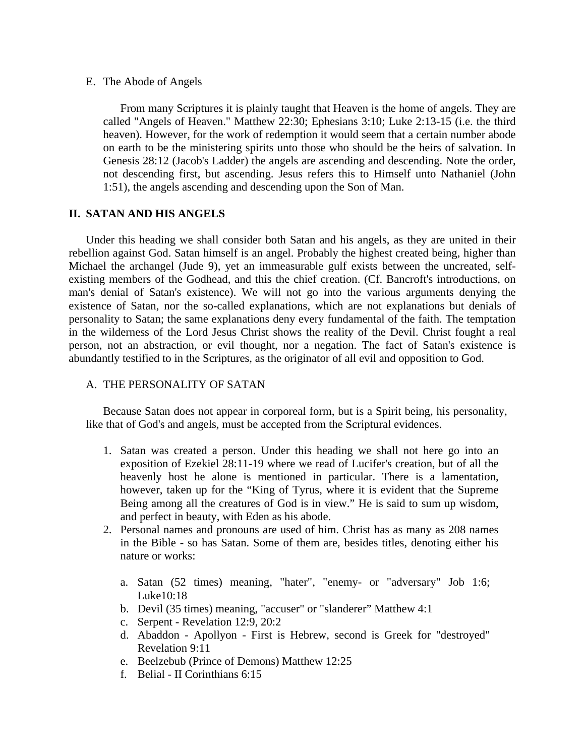E. The Abode of Angels

From many Scriptures it is plainly taught that Heaven is the home of angels. They are called "Angels of Heaven." Matthew 22:30; Ephesians 3:10; Luke 2:13-15 (i.e. the third heaven). However, for the work of redemption it would seem that a certain number abode on earth to be the ministering spirits unto those who should be the heirs of salvation. In Genesis 28:12 (Jacob's Ladder) the angels are ascending and descending. Note the order, not descending first, but ascending. Jesus refers this to Himself unto Nathaniel (John 1:51), the angels ascending and descending upon the Son of Man.

## II. SATAN AND HIS ANGELS

Under this heading we shall consider both Satan and his angels, as they are united in their rebellion against God. Satan himself is an angel. Probably the highest created being, higher than Michael the archangel (Jude 9), yet an immeasurable gulf exists between the uncreated, self-existing members of the Godhead, and this the chief creation. (Cf. Bancroft's introductions, on man's denial of Satan's existence). We will not go into the various arguments denying the existence of Satan, nor the so-called explanations, which are not explanations but denials of personality to Satan; the same explanations deny every fundamental of the faith. The temptation in the wilderness of the Lord Jesus Christ shows the reality of the Devil. Christ fought a real person, not an abstraction, or evil thought, nor a negation. The fact of Satan's existence is abundantly testified to in the Scriptures, as the originator of all evil and opposition to God.

A. THE PERSONALITY OF SATAN

Because Satan does not appear in corporeal form, but is a Spirit being, his personality, like that of God's and angels, must be accepted from the Scriptural evidences.

1. Satan was created a person. Under this heading we shall not here go into an exposition of Ezekiel 28:11-19 where we read of Lucifer's creation, but of all the heavenly host he alone is mentioned in particular. There is a lamentation, however, taken up for the "King of Tyrus, where it is evident that the Supreme Being among all the creatures of God is in view." He is said to sum up wisdom, and perfect in beauty, with Eden as his abode.
2. Personal names and pronouns are used of him. Christ has as many as 208 names in the Bible - so has Satan. Some of them are, besides titles, denoting either his nature or works:

   a. Satan (52 times) meaning, "hater", "enemy- or "adversary" Job 1:6; Luke10:18
   b. Devil (35 times) meaning, "accuser" or "slanderer" Matthew 4:1
   c. Serpent - Revelation 12:9, 20:2
   d. Abaddon - Apollyon - First is Hebrew, second is Greek for "destroyed" Revelation 9:11
   e. Beelzebub (Prince of Demons) Matthew 12:25
   f. Belial - II Corinthians 6:15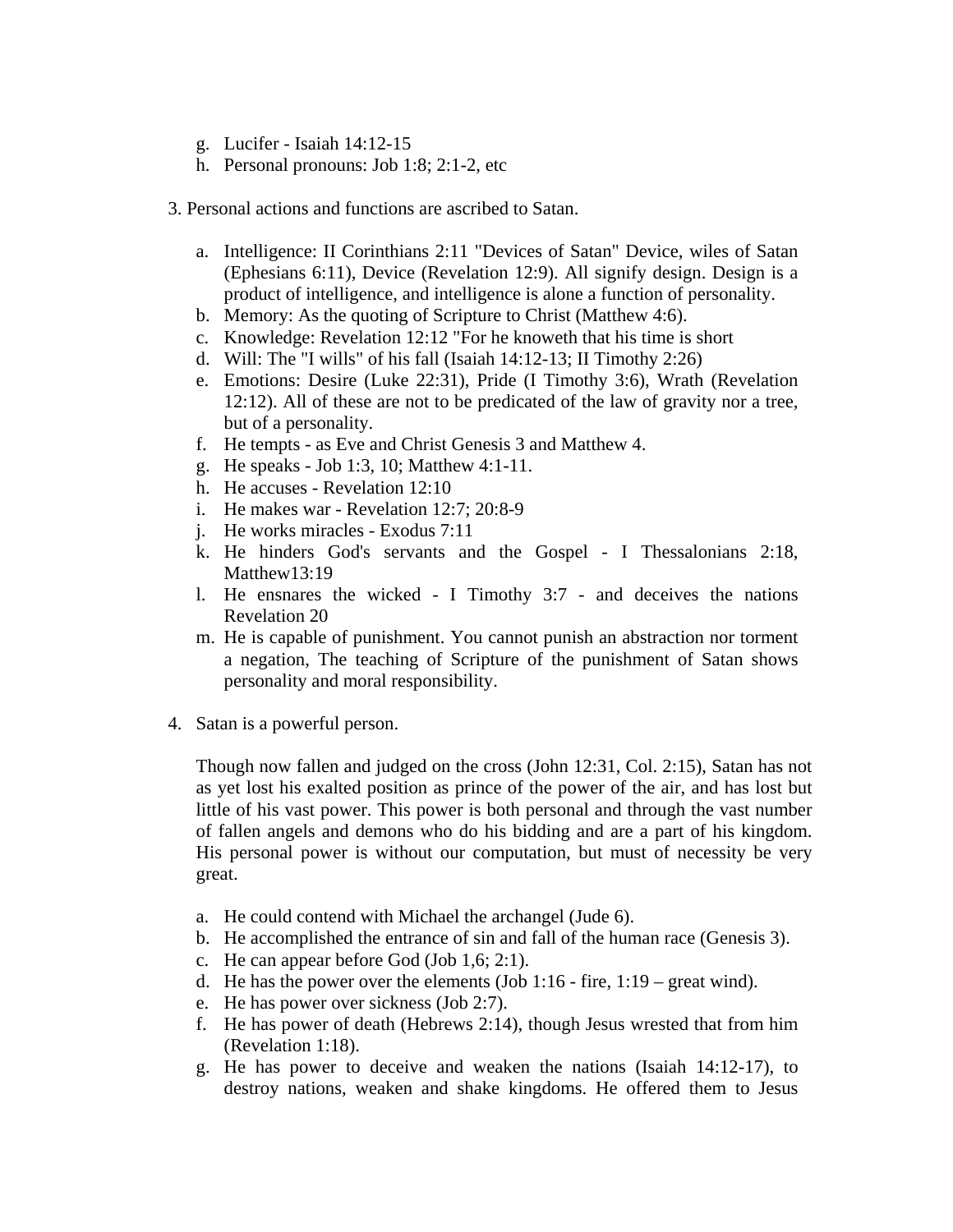g. Lucifer - Isaiah 14:12-15
h. Personal pronouns: Job 1:8; 2:1-2, etc

3. Personal actions and functions are ascribed to Satan.

   a. Intelligence: II Corinthians 2:11 "Devices of Satan" Device, wiles of Satan (Ephesians 6:11), Device (Revelation 12:9). All signify design. Design is a product of intelligence, and intelligence is alone a function of personality.
   b. Memory: As the quoting of Scripture to Christ (Matthew 4:6).
   c. Knowledge: Revelation 12:12 "For he knoweth that his time is short
   d. Will: The "I wills" of his fall (Isaiah 14:12-13; II Timothy 2:26)
   e. Emotions: Desire (Luke 22:31), Pride (I Timothy 3:6), Wrath (Revelation 12:12). All of these are not to be predicated of the law of gravity nor a tree, but of a personality.
   f. He tempts - as Eve and Christ Genesis 3 and Matthew 4.
   g. He speaks - Job 1:3, 10; Matthew 4:1-11.
   h. He accuses - Revelation 12:10
   i. He makes war - Revelation 12:7; 20:8-9
   j. He works miracles - Exodus 7:11
   k. He hinders God's servants and the Gospel - I Thessalonians 2:18, Matthew13:19
   l. He ensnares the wicked - I Timothy 3:7 - and deceives the nations Revelation 20
   m. He is capable of punishment. You cannot punish an abstraction nor torment a negation, The teaching of Scripture of the punishment of Satan shows personality and moral responsibility.

4. Satan is a powerful person.

   Though now fallen and judged on the cross (John 12:31, Col. 2:15), Satan has not as yet lost his exalted position as prince of the power of the air, and has lost but little of his vast power. This power is both personal and through the vast number of fallen angels and demons who do his bidding and are a part of his kingdom. His personal power is without our computation, but must of necessity be very great.

   a. He could contend with Michael the archangel (Jude 6).
   b. He accomplished the entrance of sin and fall of the human race (Genesis 3).
   c. He can appear before God (Job 1,6; 2:1).
   d. He has the power over the elements (Job 1:16 - fire, 1:19 – great wind).
   e. He has power over sickness (Job 2:7).
   f. He has power of death (Hebrews 2:14), though Jesus wrested that from him (Revelation 1:18).
   g. He has power to deceive and weaken the nations (Isaiah 14:12-17), to destroy nations, weaken and shake kingdoms. He offered them to Jesus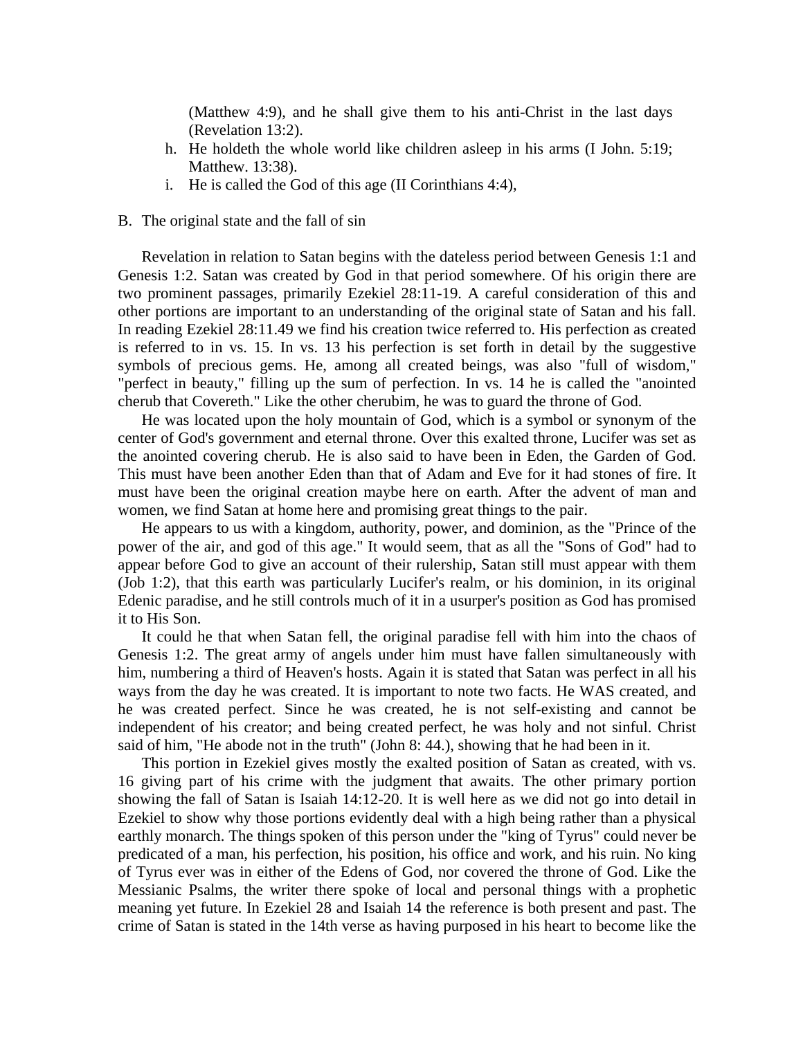(Matthew 4:9), and he shall give them to his anti-Christ in the last days (Revelation 13:2).

h. He holdeth the whole world like children asleep in his arms (I John. 5:19; Matthew. 13:38).
i. He is called the God of this age (II Corinthians 4:4),

B. The original state and the fall of sin

Revelation in relation to Satan begins with the dateless period between Genesis 1:1 and Genesis 1:2. Satan was created by God in that period somewhere. Of his origin there are two prominent passages, primarily Ezekiel 28:11-19. A careful consideration of this and other portions are important to an understanding of the original state of Satan and his fall. In reading Ezekiel 28:11.49 we find his creation twice referred to. His perfection as created is referred to in vs. 15. In vs. 13 his perfection is set forth in detail by the suggestive symbols of precious gems. He, among all created beings, was also "full of wisdom," "perfect in beauty," filling up the sum of perfection. In vs. 14 he is called the "anointed cherub that Covereth." Like the other cherubim, he was to guard the throne of God.

He was located upon the holy mountain of God, which is a symbol or synonym of the center of God's government and eternal throne. Over this exalted throne, Lucifer was set as the anointed covering cherub. He is also said to have been in Eden, the Garden of God. This must have been another Eden than that of Adam and Eve for it had stones of fire. It must have been the original creation maybe here on earth. After the advent of man and women, we find Satan at home here and promising great things to the pair.

He appears to us with a kingdom, authority, power, and dominion, as the "Prince of the power of the air, and god of this age." It would seem, that as all the "Sons of God" had to appear before God to give an account of their rulership, Satan still must appear with them (Job 1:2), that this earth was particularly Lucifer's realm, or his dominion, in its original Edenic paradise, and he still controls much of it in a usurper's position as God has promised it to His Son.

It could he that when Satan fell, the original paradise fell with him into the chaos of Genesis 1:2. The great army of angels under him must have fallen simultaneously with him, numbering a third of Heaven's hosts. Again it is stated that Satan was perfect in all his ways from the day he was created. It is important to note two facts. He WAS created, and he was created perfect. Since he was created, he is not self-existing and cannot be independent of his creator; and being created perfect, he was holy and not sinful. Christ said of him, "He abode not in the truth" (John 8: 44.), showing that he had been in it.

This portion in Ezekiel gives mostly the exalted position of Satan as created, with vs. 16 giving part of his crime with the judgment that awaits. The other primary portion showing the fall of Satan is Isaiah 14:12-20. It is well here as we did not go into detail in Ezekiel to show why those portions evidently deal with a high being rather than a physical earthly monarch. The things spoken of this person under the "king of Tyrus" could never be predicated of a man, his perfection, his position, his office and work, and his ruin. No king of Tyrus ever was in either of the Edens of God, nor covered the throne of God. Like the Messianic Psalms, the writer there spoke of local and personal things with a prophetic meaning yet future. In Ezekiel 28 and Isaiah 14 the reference is both present and past. The crime of Satan is stated in the 14th verse as having purposed in his heart to become like the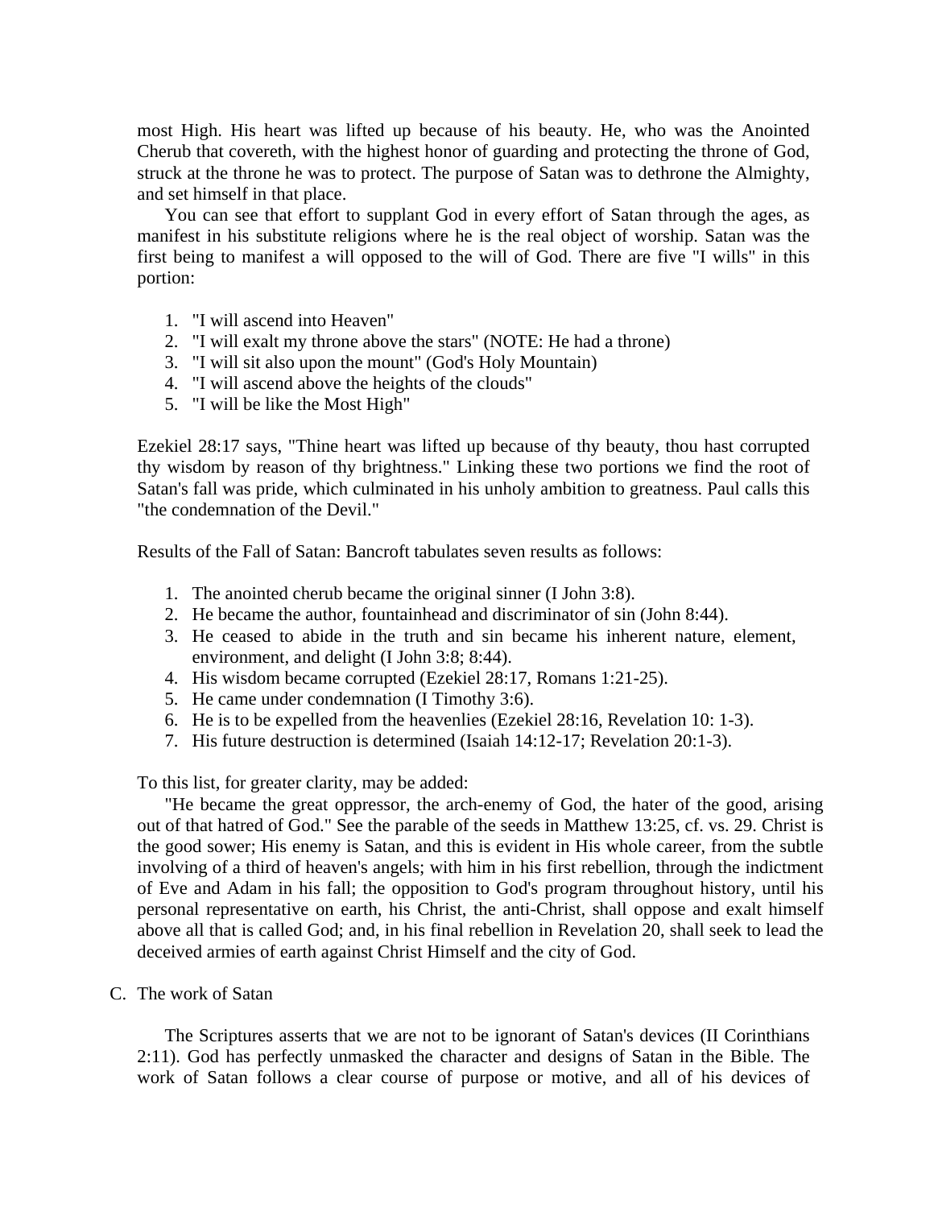most High. His heart was lifted up because of his beauty. He, who was the Anointed Cherub that covereth, with the highest honor of guarding and protecting the throne of God, struck at the throne he was to protect. The purpose of Satan was to dethrone the Almighty, and set himself in that place.

You can see that effort to supplant God in every effort of Satan through the ages, as manifest in his substitute religions where he is the real object of worship. Satan was the first being to manifest a will opposed to the will of God. There are five "I wills" in this portion:

1. "I will ascend into Heaven"
2. "I will exalt my throne above the stars" (NOTE: He had a throne)
3. "I will sit also upon the mount" (God's Holy Mountain)
4. "I will ascend above the heights of the clouds"
5. "I will be like the Most High"

Ezekiel 28:17 says, "Thine heart was lifted up because of thy beauty, thou hast corrupted thy wisdom by reason of thy brightness." Linking these two portions we find the root of Satan's fall was pride, which culminated in his unholy ambition to greatness. Paul calls this "the condemnation of the Devil."

Results of the Fall of Satan: Bancroft tabulates seven results as follows:

1. The anointed cherub became the original sinner (I John 3:8).
2. He became the author, fountainhead and discriminator of sin (John 8:44).
3. He ceased to abide in the truth and sin became his inherent nature, element, environment, and delight (I John 3:8; 8:44).
4. His wisdom became corrupted (Ezekiel 28:17, Romans 1:21-25).
5. He came under condemnation (I Timothy 3:6).
6. He is to be expelled from the heavenlies (Ezekiel 28:16, Revelation 10: 1-3).
7. His future destruction is determined (Isaiah 14:12-17; Revelation 20:1-3).

To this list, for greater clarity, may be added:

"He became the great oppressor, the arch-enemy of God, the hater of the good, arising out of that hatred of God." See the parable of the seeds in Matthew 13:25, cf. vs. 29. Christ is the good sower; His enemy is Satan, and this is evident in His whole career, from the subtle involving of a third of heaven's angels; with him in his first rebellion, through the indictment of Eve and Adam in his fall; the opposition to God's program throughout history, until his personal representative on earth, his Christ, the anti-Christ, shall oppose and exalt himself above all that is called God; and, in his final rebellion in Revelation 20, shall seek to lead the deceived armies of earth against Christ Himself and the city of God.

C. The work of Satan

The Scriptures asserts that we are not to be ignorant of Satan's devices (II Corinthians 2:11). God has perfectly unmasked the character and designs of Satan in the Bible. The work of Satan follows a clear course of purpose or motive, and all of his devices of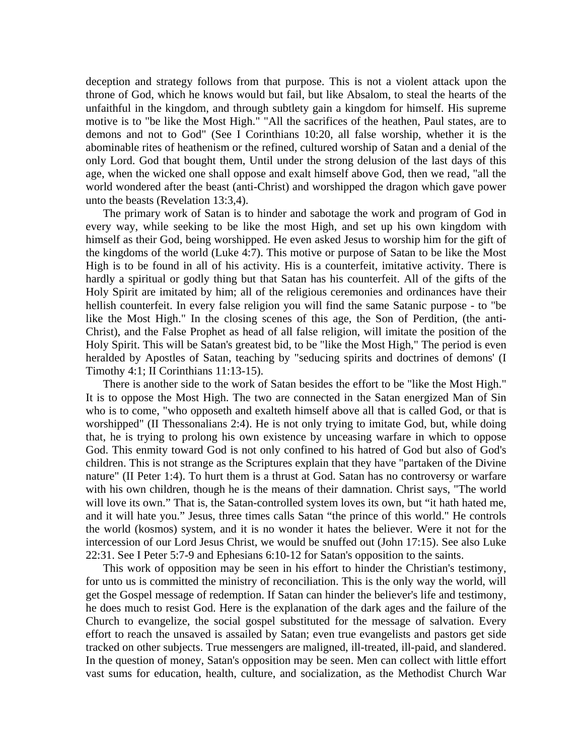deception and strategy follows from that purpose. This is not a violent attack upon the throne of God, which he knows would but fail, but like Absalom, to steal the hearts of the unfaithful in the kingdom, and through subtlety gain a kingdom for himself. His supreme motive is to "be like the Most High." "All the sacrifices of the heathen, Paul states, are to demons and not to God" (See I Corinthians 10:20, all false worship, whether it is the abominable rites of heathenism or the refined, cultured worship of Satan and a denial of the only Lord. God that bought them, Until under the strong delusion of the last days of this age, when the wicked one shall oppose and exalt himself above God, then we read, "all the world wondered after the beast (anti-Christ) and worshipped the dragon which gave power unto the beasts (Revelation 13:3,4).

The primary work of Satan is to hinder and sabotage the work and program of God in every way, while seeking to be like the most High, and set up his own kingdom with himself as their God, being worshipped. He even asked Jesus to worship him for the gift of the kingdoms of the world (Luke 4:7). This motive or purpose of Satan to be like the Most High is to be found in all of his activity. His is a counterfeit, imitative activity. There is hardly a spiritual or godly thing but that Satan has his counterfeit. All of the gifts of the Holy Spirit are imitated by him; all of the religious ceremonies and ordinances have their hellish counterfeit. In every false religion you will find the same Satanic purpose - to "be like the Most High." In the closing scenes of this age, the Son of Perdition, (the anti-Christ), and the False Prophet as head of all false religion, will imitate the position of the Holy Spirit. This will be Satan's greatest bid, to be "like the Most High," The period is even heralded by Apostles of Satan, teaching by "seducing spirits and doctrines of demons' (I Timothy 4:1; II Corinthians 11:13-15).

There is another side to the work of Satan besides the effort to be "like the Most High." It is to oppose the Most High. The two are connected in the Satan energized Man of Sin who is to come, "who opposeth and exalteth himself above all that is called God, or that is worshipped" (II Thessonalians 2:4). He is not only trying to imitate God, but, while doing that, he is trying to prolong his own existence by unceasing warfare in which to oppose God. This enmity toward God is not only confined to his hatred of God but also of God's children. This is not strange as the Scriptures explain that they have "partaken of the Divine nature" (II Peter 1:4). To hurt them is a thrust at God. Satan has no controversy or warfare with his own children, though he is the means of their damnation. Christ says, "The world will love its own." That is, the Satan-controlled system loves its own, but "it hath hated me, and it will hate you." Jesus, three times calls Satan "the prince of this world." He controls the world (kosmos) system, and it is no wonder it hates the believer. Were it not for the intercession of our Lord Jesus Christ, we would be snuffed out (John 17:15). See also Luke 22:31. See I Peter 5:7-9 and Ephesians 6:10-12 for Satan's opposition to the saints.

This work of opposition may be seen in his effort to hinder the Christian's testimony, for unto us is committed the ministry of reconciliation. This is the only way the world, will get the Gospel message of redemption. If Satan can hinder the believer's life and testimony, he does much to resist God. Here is the explanation of the dark ages and the failure of the Church to evangelize, the social gospel substituted for the message of salvation. Every effort to reach the unsaved is assailed by Satan; even true evangelists and pastors get side tracked on other subjects. True messengers are maligned, ill-treated, ill-paid, and slandered. In the question of money, Satan's opposition may be seen. Men can collect with little effort vast sums for education, health, culture, and socialization, as the Methodist Church War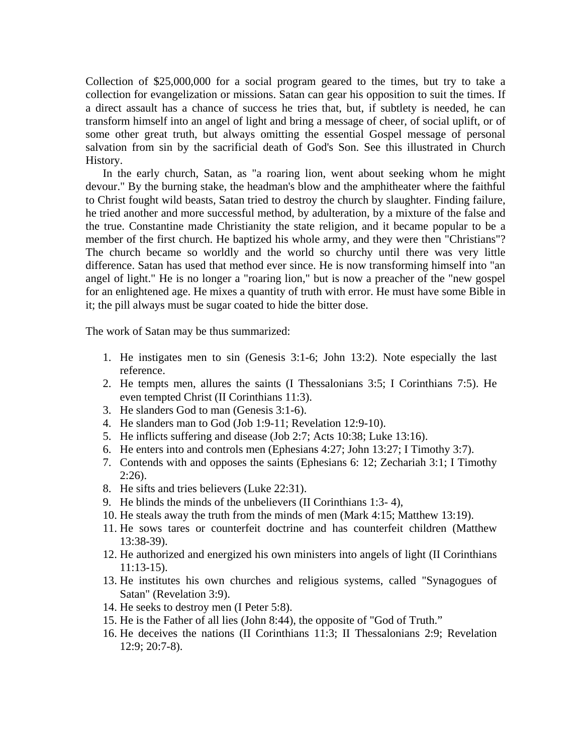Collection of $25,000,000 for a social program geared to the times, but try to take a collection for evangelization or missions. Satan can gear his opposition to suit the times. If a direct assault has a chance of success he tries that, but, if subtlety is needed, he can transform himself into an angel of light and bring a message of cheer, of social uplift, or of some other great truth, but always omitting the essential Gospel message of personal salvation from sin by the sacrificial death of God's Son. See this illustrated in Church History.

In the early church, Satan, as "a roaring lion, went about seeking whom he might devour." By the burning stake, the headman's blow and the amphitheater where the faithful to Christ fought wild beasts, Satan tried to destroy the church by slaughter. Finding failure, he tried another and more successful method, by adulteration, by a mixture of the false and the true. Constantine made Christianity the state religion, and it became popular to be a member of the first church. He baptized his whole army, and they were then "Christians"? The church became so worldly and the world so churchy until there was very little difference. Satan has used that method ever since. He is now transforming himself into "an angel of light." He is no longer a "roaring lion," but is now a preacher of the "new gospel for an enlightened age. He mixes a quantity of truth with error. He must have some Bible in it; the pill always must be sugar coated to hide the bitter dose.

The work of Satan may be thus summarized:

1. He instigates men to sin (Genesis 3:1-6; John 13:2). Note especially the last reference.
2. He tempts men, allures the saints (I Thessalonians 3:5; I Corinthians 7:5). He even tempted Christ (II Corinthians 11:3).
3. He slanders God to man (Genesis 3:1-6).
4. He slanders man to God (Job 1:9-11; Revelation 12:9-10).
5. He inflicts suffering and disease (Job 2:7; Acts 10:38; Luke 13:16).
6. He enters into and controls men (Ephesians 4:27; John 13:27; I Timothy 3:7).
7. Contends with and opposes the saints (Ephesians 6: 12; Zechariah 3:1; I Timothy 2:26).
8. He sifts and tries believers (Luke 22:31).
9. He blinds the minds of the unbelievers (II Corinthians 1:3- 4),
10. He steals away the truth from the minds of men (Mark 4:15; Matthew 13:19).
11. He sows tares or counterfeit doctrine and has counterfeit children (Matthew 13:38-39).
12. He authorized and energized his own ministers into angels of light (II Corinthians 11:13-15).
13. He institutes his own churches and religious systems, called "Synagogues of Satan" (Revelation 3:9).
14. He seeks to destroy men (I Peter 5:8).
15. He is the Father of all lies (John 8:44), the opposite of "God of Truth."
16. He deceives the nations (II Corinthians 11:3; II Thessalonians 2:9; Revelation 12:9; 20:7-8).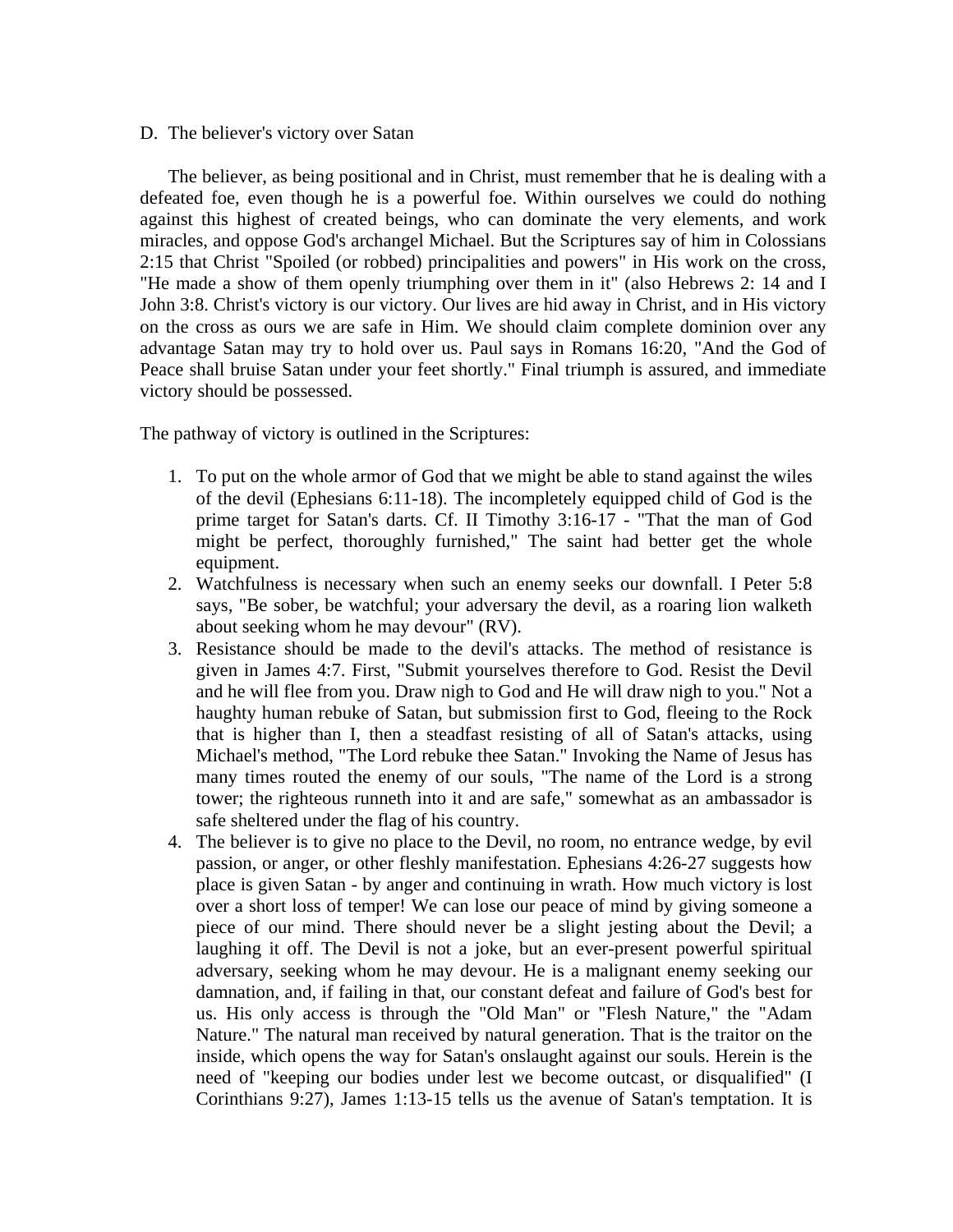D. The believer's victory over Satan

The believer, as being positional and in Christ, must remember that he is dealing with a defeated foe, even though he is a powerful foe. Within ourselves we could do nothing against this highest of created beings, who can dominate the very elements, and work miracles, and oppose God's archangel Michael. But the Scriptures say of him in Colossians 2:15 that Christ "Spoiled (or robbed) principalities and powers" in His work on the cross, "He made a show of them openly triumphing over them in it" (also Hebrews 2: 14 and I John 3:8. Christ's victory is our victory. Our lives are hid away in Christ, and in His victory on the cross as ours we are safe in Him. We should claim complete dominion over any advantage Satan may try to hold over us. Paul says in Romans 16:20, "And the God of Peace shall bruise Satan under your feet shortly." Final triumph is assured, and immediate victory should be possessed.

The pathway of victory is outlined in the Scriptures:

1. To put on the whole armor of God that we might be able to stand against the wiles of the devil (Ephesians 6:11-18). The incompletely equipped child of God is the prime target for Satan's darts. Cf. II Timothy 3:16-17 - "That the man of God might be perfect, thoroughly furnished," The saint had better get the whole equipment.
2. Watchfulness is necessary when such an enemy seeks our downfall. I Peter 5:8 says, "Be sober, be watchful; your adversary the devil, as a roaring lion walketh about seeking whom he may devour" (RV).
3. Resistance should be made to the devil's attacks. The method of resistance is given in James 4:7. First, "Submit yourselves therefore to God. Resist the Devil and he will flee from you. Draw nigh to God and He will draw nigh to you." Not a haughty human rebuke of Satan, but submission first to God, fleeing to the Rock that is higher than I, then a steadfast resisting of all of Satan's attacks, using Michael's method, "The Lord rebuke thee Satan." Invoking the Name of Jesus has many times routed the enemy of our souls, "The name of the Lord is a strong tower; the righteous runneth into it and are safe," somewhat as an ambassador is safe sheltered under the flag of his country.
4. The believer is to give no place to the Devil, no room, no entrance wedge, by evil passion, or anger, or other fleshly manifestation. Ephesians 4:26-27 suggests how place is given Satan - by anger and continuing in wrath. How much victory is lost over a short loss of temper! We can lose our peace of mind by giving someone a piece of our mind. There should never be a slight jesting about the Devil; a laughing it off. The Devil is not a joke, but an ever-present powerful spiritual adversary, seeking whom he may devour. He is a malignant enemy seeking our damnation, and, if failing in that, our constant defeat and failure of God's best for us. His only access is through the "Old Man" or "Flesh Nature," the "Adam Nature." The natural man received by natural generation. That is the traitor on the inside, which opens the way for Satan's onslaught against our souls. Herein is the need of "keeping our bodies under lest we become outcast, or disqualified" (I Corinthians 9:27), James 1:13-15 tells us the avenue of Satan's temptation. It is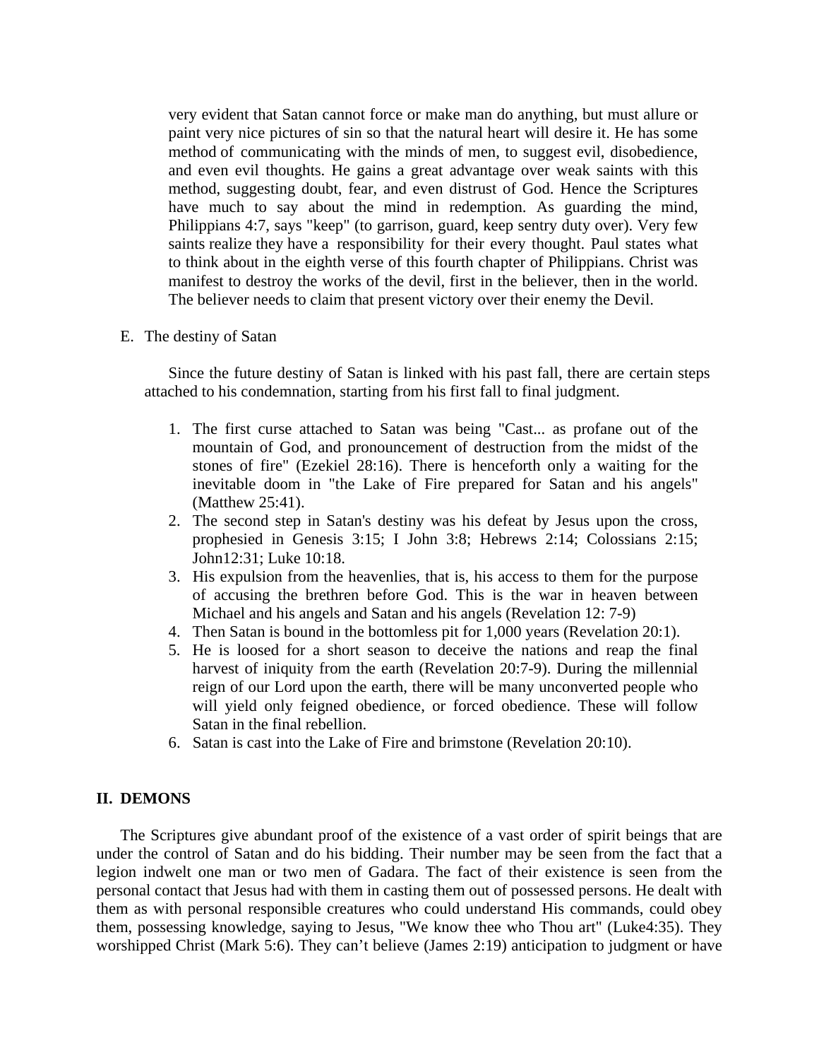very evident that Satan cannot force or make man do anything, but must allure or paint very nice pictures of sin so that the natural heart will desire it. He has some method of communicating with the minds of men, to suggest evil, disobedience, and even evil thoughts. He gains a great advantage over weak saints with this method, suggesting doubt, fear, and even distrust of God. Hence the Scriptures have much to say about the mind in redemption. As guarding the mind, Philippians 4:7, says "keep" (to garrison, guard, keep sentry duty over). Very few saints realize they have a responsibility for their every thought. Paul states what to think about in the eighth verse of this fourth chapter of Philippians. Christ was manifest to destroy the works of the devil, first in the believer, then in the world. The believer needs to claim that present victory over their enemy the Devil.

E. The destiny of Satan

Since the future destiny of Satan is linked with his past fall, there are certain steps attached to his condemnation, starting from his first fall to final judgment.

1. The first curse attached to Satan was being "Cast... as profane out of the mountain of God, and pronouncement of destruction from the midst of the stones of fire" (Ezekiel 28:16). There is henceforth only a waiting for the inevitable doom in "the Lake of Fire prepared for Satan and his angels" (Matthew 25:41).
2. The second step in Satan's destiny was his defeat by Jesus upon the cross, prophesied in Genesis 3:15; I John 3:8; Hebrews 2:14; Colossians 2:15; John12:31; Luke 10:18.
3. His expulsion from the heavenlies, that is, his access to them for the purpose of accusing the brethren before God. This is the war in heaven between Michael and his angels and Satan and his angels (Revelation 12: 7-9)
4. Then Satan is bound in the bottomless pit for 1,000 years (Revelation 20:1).
5. He is loosed for a short season to deceive the nations and reap the final harvest of iniquity from the earth (Revelation 20:7-9). During the millennial reign of our Lord upon the earth, there will be many unconverted people who will yield only feigned obedience, or forced obedience. These will follow Satan in the final rebellion.
6. Satan is cast into the Lake of Fire and brimstone (Revelation 20:10).

## II. DEMONS

The Scriptures give abundant proof of the existence of a vast order of spirit beings that are under the control of Satan and do his bidding. Their number may be seen from the fact that a legion indwelt one man or two men of Gadara. The fact of their existence is seen from the personal contact that Jesus had with them in casting them out of possessed persons. He dealt with them as with personal responsible creatures who could understand His commands, could obey them, possessing knowledge, saying to Jesus, "We know thee who Thou art" (Luke4:35). They worshipped Christ (Mark 5:6). They can't believe (James 2:19) anticipation to judgment or have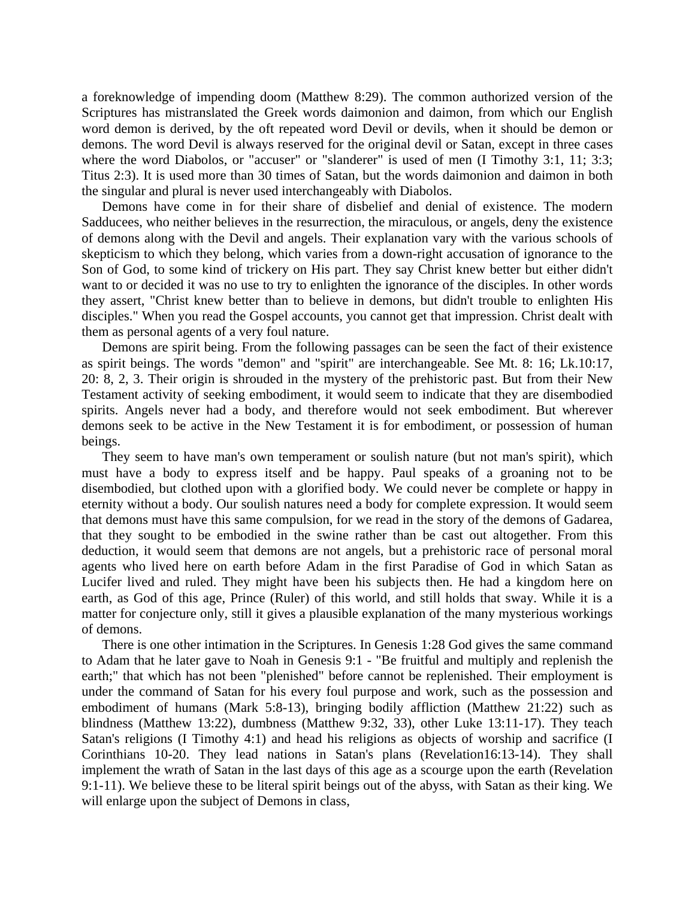a foreknowledge of impending doom (Matthew 8:29). The common authorized version of the Scriptures has mistranslated the Greek words daimonion and daimon, from which our English word demon is derived, by the oft repeated word Devil or devils, when it should be demon or demons. The word Devil is always reserved for the original devil or Satan, except in three cases where the word Diabolos, or "accuser" or "slanderer" is used of men (I Timothy 3:1, 11; 3:3; Titus 2:3). It is used more than 30 times of Satan, but the words daimonion and daimon in both the singular and plural is never used interchangeably with Diabolos.

Demons have come in for their share of disbelief and denial of existence. The modern Sadducees, who neither believes in the resurrection, the miraculous, or angels, deny the existence of demons along with the Devil and angels. Their explanation vary with the various schools of skepticism to which they belong, which varies from a down-right accusation of ignorance to the Son of God, to some kind of trickery on His part. They say Christ knew better but either didn't want to or decided it was no use to try to enlighten the ignorance of the disciples. In other words they assert, "Christ knew better than to believe in demons, but didn't trouble to enlighten His disciples." When you read the Gospel accounts, you cannot get that impression. Christ dealt with them as personal agents of a very foul nature.

Demons are spirit being. From the following passages can be seen the fact of their existence as spirit beings. The words "demon" and "spirit" are interchangeable. See Mt. 8: 16; Lk.10:17, 20: 8, 2, 3. Their origin is shrouded in the mystery of the prehistoric past. But from their New Testament activity of seeking embodiment, it would seem to indicate that they are disembodied spirits. Angels never had a body, and therefore would not seek embodiment. But wherever demons seek to be active in the New Testament it is for embodiment, or possession of human beings.

They seem to have man's own temperament or soulish nature (but not man's spirit), which must have a body to express itself and be happy. Paul speaks of a groaning not to be disembodied, but clothed upon with a glorified body. We could never be complete or happy in eternity without a body. Our soulish natures need a body for complete expression. It would seem that demons must have this same compulsion, for we read in the story of the demons of Gadarea, that they sought to be embodied in the swine rather than be cast out altogether. From this deduction, it would seem that demons are not angels, but a prehistoric race of personal moral agents who lived here on earth before Adam in the first Paradise of God in which Satan as Lucifer lived and ruled. They might have been his subjects then. He had a kingdom here on earth, as God of this age, Prince (Ruler) of this world, and still holds that sway. While it is a matter for conjecture only, still it gives a plausible explanation of the many mysterious workings of demons.

There is one other intimation in the Scriptures. In Genesis 1:28 God gives the same command to Adam that he later gave to Noah in Genesis 9:1 - "Be fruitful and multiply and replenish the earth;" that which has not been "plenished" before cannot be replenished. Their employment is under the command of Satan for his every foul purpose and work, such as the possession and embodiment of humans (Mark 5:8-13), bringing bodily affliction (Matthew 21:22) such as blindness (Matthew 13:22), dumbness (Matthew 9:32, 33), other Luke 13:11-17). They teach Satan's religions (I Timothy 4:1) and head his religions as objects of worship and sacrifice (I Corinthians 10-20. They lead nations in Satan's plans (Revelation16:13-14). They shall implement the wrath of Satan in the last days of this age as a scourge upon the earth (Revelation 9:1-11). We believe these to be literal spirit beings out of the abyss, with Satan as their king. We will enlarge upon the subject of Demons in class,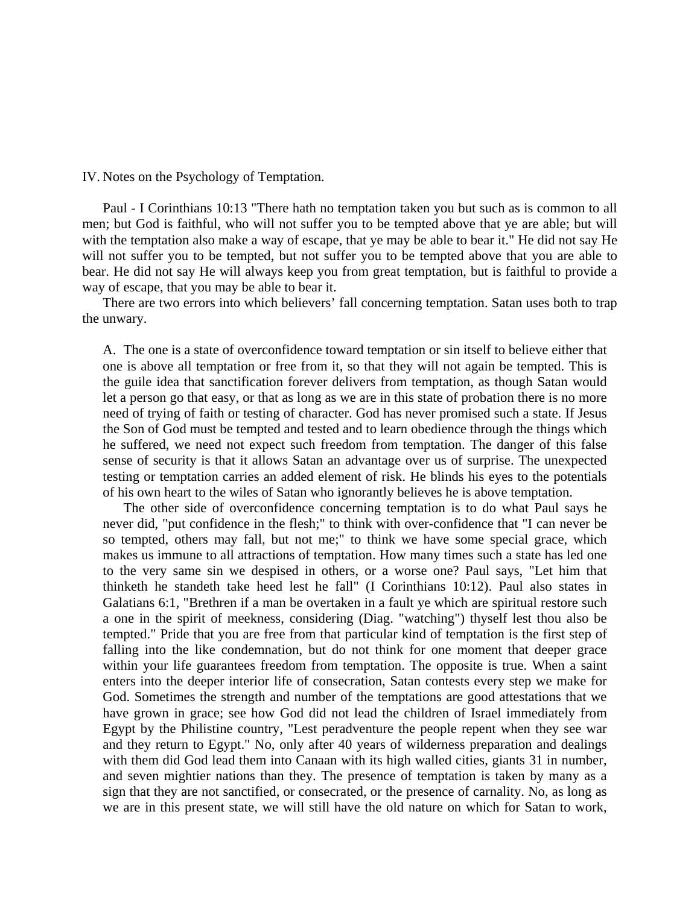IV. Notes on the Psychology of Temptation.

Paul - I Corinthians 10:13 "There hath no temptation taken you but such as is common to all men; but God is faithful, who will not suffer you to be tempted above that ye are able; but will with the temptation also make a way of escape, that ye may be able to bear it." He did not say He will not suffer you to be tempted, but not suffer you to be tempted above that you are able to bear. He did not say He will always keep you from great temptation, but is faithful to provide a way of escape, that you may be able to bear it.

There are two errors into which believers' fall concerning temptation. Satan uses both to trap the unwary.

A. The one is a state of overconfidence toward temptation or sin itself to believe either that one is above all temptation or free from it, so that they will not again be tempted. This is the guile idea that sanctification forever delivers from temptation, as though Satan would let a person go that easy, or that as long as we are in this state of probation there is no more need of trying of faith or testing of character. God has never promised such a state. If Jesus the Son of God must be tempted and tested and to learn obedience through the things which he suffered, we need not expect such freedom from temptation. The danger of this false sense of security is that it allows Satan an advantage over us of surprise. The unexpected testing or temptation carries an added element of risk. He blinds his eyes to the potentials of his own heart to the wiles of Satan who ignorantly believes he is above temptation.

The other side of overconfidence concerning temptation is to do what Paul says he never did, "put confidence in the flesh;" to think with over-confidence that "I can never be so tempted, others may fall, but not me;" to think we have some special grace, which makes us immune to all attractions of temptation. How many times such a state has led one to the very same sin we despised in others, or a worse one? Paul says, "Let him that thinketh he standeth take heed lest he fall" (I Corinthians 10:12). Paul also states in Galatians 6:1, "Brethren if a man be overtaken in a fault ye which are spiritual restore such a one in the spirit of meekness, considering (Diag. "watching") thyself lest thou also be tempted." Pride that you are free from that particular kind of temptation is the first step of falling into the like condemnation, but do not think for one moment that deeper grace within your life guarantees freedom from temptation. The opposite is true. When a saint enters into the deeper interior life of consecration, Satan contests every step we make for God. Sometimes the strength and number of the temptations are good attestations that we have grown in grace; see how God did not lead the children of Israel immediately from Egypt by the Philistine country, "Lest peradventure the people repent when they see war and they return to Egypt." No, only after 40 years of wilderness preparation and dealings with them did God lead them into Canaan with its high walled cities, giants 31 in number, and seven mightier nations than they. The presence of temptation is taken by many as a sign that they are not sanctified, or consecrated, or the presence of carnality. No, as long as we are in this present state, we will still have the old nature on which for Satan to work,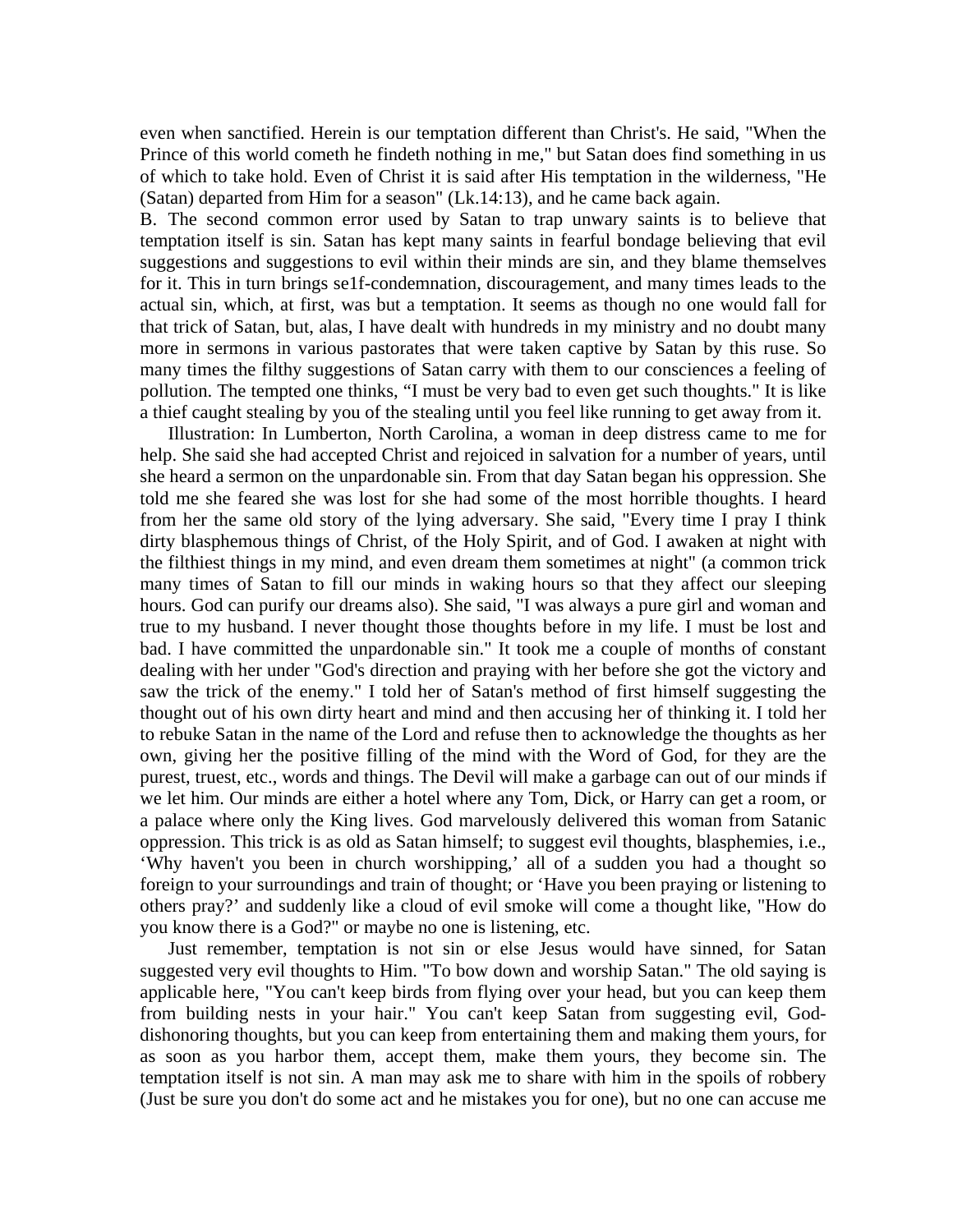even when sanctified. Herein is our temptation different than Christ's. He said, "When the Prince of this world cometh he findeth nothing in me," but Satan does find something in us of which to take hold. Even of Christ it is said after His temptation in the wilderness, "He (Satan) departed from Him for a season" (Lk.14:13), and he came back again.

B. The second common error used by Satan to trap unwary saints is to believe that temptation itself is sin. Satan has kept many saints in fearful bondage believing that evil suggestions and suggestions to evil within their minds are sin, and they blame themselves for it. This in turn brings se1f-condemnation, discouragement, and many times leads to the actual sin, which, at first, was but a temptation. It seems as though no one would fall for that trick of Satan, but, alas, I have dealt with hundreds in my ministry and no doubt many more in sermons in various pastorates that were taken captive by Satan by this ruse. So many times the filthy suggestions of Satan carry with them to our consciences a feeling of pollution. The tempted one thinks, "I must be very bad to even get such thoughts." It is like a thief caught stealing by you of the stealing until you feel like running to get away from it.

Illustration: In Lumberton, North Carolina, a woman in deep distress came to me for help. She said she had accepted Christ and rejoiced in salvation for a number of years, until she heard a sermon on the unpardonable sin. From that day Satan began his oppression. She told me she feared she was lost for she had some of the most horrible thoughts. I heard from her the same old story of the lying adversary. She said, "Every time I pray I think dirty blasphemous things of Christ, of the Holy Spirit, and of God. I awaken at night with the filthiest things in my mind, and even dream them sometimes at night" (a common trick many times of Satan to fill our minds in waking hours so that they affect our sleeping hours. God can purify our dreams also). She said, "I was always a pure girl and woman and true to my husband. I never thought those thoughts before in my life. I must be lost and bad. I have committed the unpardonable sin." It took me a couple of months of constant dealing with her under "God's direction and praying with her before she got the victory and saw the trick of the enemy." I told her of Satan's method of first himself suggesting the thought out of his own dirty heart and mind and then accusing her of thinking it. I told her to rebuke Satan in the name of the Lord and refuse then to acknowledge the thoughts as her own, giving her the positive filling of the mind with the Word of God, for they are the purest, truest, etc., words and things. The Devil will make a garbage can out of our minds if we let him. Our minds are either a hotel where any Tom, Dick, or Harry can get a room, or a palace where only the King lives. God marvelously delivered this woman from Satanic oppression. This trick is as old as Satan himself; to suggest evil thoughts, blasphemies, i.e., 'Why haven't you been in church worshipping,' all of a sudden you had a thought so foreign to your surroundings and train of thought; or 'Have you been praying or listening to others pray?' and suddenly like a cloud of evil smoke will come a thought like, "How do you know there is a God?" or maybe no one is listening, etc.

Just remember, temptation is not sin or else Jesus would have sinned, for Satan suggested very evil thoughts to Him. "To bow down and worship Satan." The old saying is applicable here, "You can't keep birds from flying over your head, but you can keep them from building nests in your hair." You can't keep Satan from suggesting evil, God-dishonoring thoughts, but you can keep from entertaining them and making them yours, for as soon as you harbor them, accept them, make them yours, they become sin. The temptation itself is not sin. A man may ask me to share with him in the spoils of robbery (Just be sure you don't do some act and he mistakes you for one), but no one can accuse me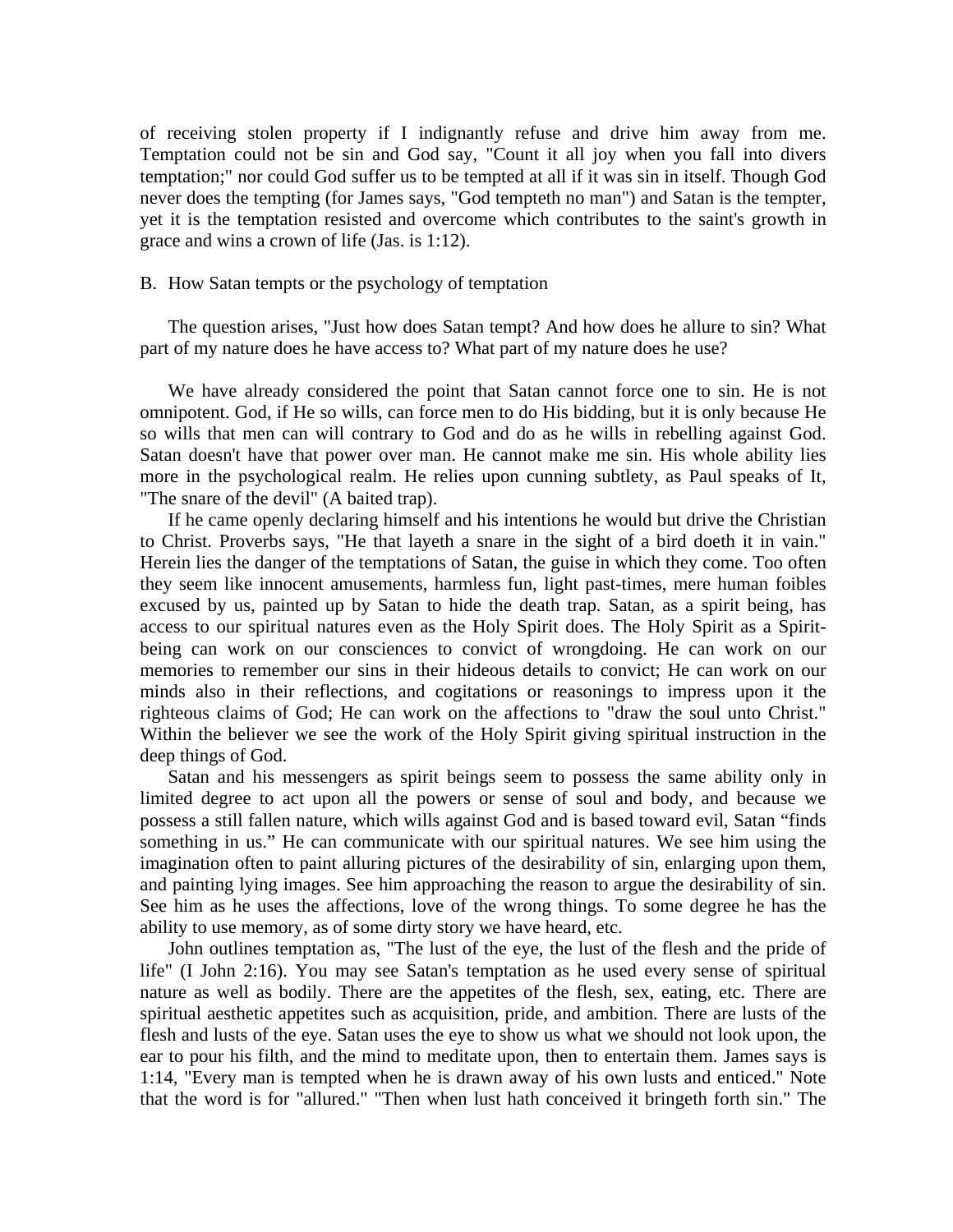of receiving stolen property if I indignantly refuse and drive him away from me. Temptation could not be sin and God say, "Count it all joy when you fall into divers temptation;" nor could God suffer us to be tempted at all if it was sin in itself. Though God never does the tempting (for James says, "God tempteth no man") and Satan is the tempter, yet it is the temptation resisted and overcome which contributes to the saint's growth in grace and wins a crown of life (Jas. is 1:12).

B. How Satan tempts or the psychology of temptation

The question arises, "Just how does Satan tempt? And how does he allure to sin? What part of my nature does he have access to? What part of my nature does he use?

We have already considered the point that Satan cannot force one to sin. He is not omnipotent. God, if He so wills, can force men to do His bidding, but it is only because He so wills that men can will contrary to God and do as he wills in rebelling against God. Satan doesn't have that power over man. He cannot make me sin. His whole ability lies more in the psychological realm. He relies upon cunning subtlety, as Paul speaks of It, "The snare of the devil" (A baited trap).

If he came openly declaring himself and his intentions he would but drive the Christian to Christ. Proverbs says, "He that layeth a snare in the sight of a bird doeth it in vain." Herein lies the danger of the temptations of Satan, the guise in which they come. Too often they seem like innocent amusements, harmless fun, light past-times, mere human foibles excused by us, painted up by Satan to hide the death trap. Satan, as a spirit being, has access to our spiritual natures even as the Holy Spirit does. The Holy Spirit as a Spirit-being can work on our consciences to convict of wrongdoing. He can work on our memories to remember our sins in their hideous details to convict; He can work on our minds also in their reflections, and cogitations or reasonings to impress upon it the righteous claims of God; He can work on the affections to "draw the soul unto Christ." Within the believer we see the work of the Holy Spirit giving spiritual instruction in the deep things of God.

Satan and his messengers as spirit beings seem to possess the same ability only in limited degree to act upon all the powers or sense of soul and body, and because we possess a still fallen nature, which wills against God and is based toward evil, Satan "finds something in us." He can communicate with our spiritual natures. We see him using the imagination often to paint alluring pictures of the desirability of sin, enlarging upon them, and painting lying images. See him approaching the reason to argue the desirability of sin. See him as he uses the affections, love of the wrong things. To some degree he has the ability to use memory, as of some dirty story we have heard, etc.

John outlines temptation as, "The lust of the eye, the lust of the flesh and the pride of life" (I John 2:16). You may see Satan's temptation as he used every sense of spiritual nature as well as bodily. There are the appetites of the flesh, sex, eating, etc. There are spiritual aesthetic appetites such as acquisition, pride, and ambition. There are lusts of the flesh and lusts of the eye. Satan uses the eye to show us what we should not look upon, the ear to pour his filth, and the mind to meditate upon, then to entertain them. James says is 1:14, "Every man is tempted when he is drawn away of his own lusts and enticed." Note that the word is for "allured." "Then when lust hath conceived it bringeth forth sin." The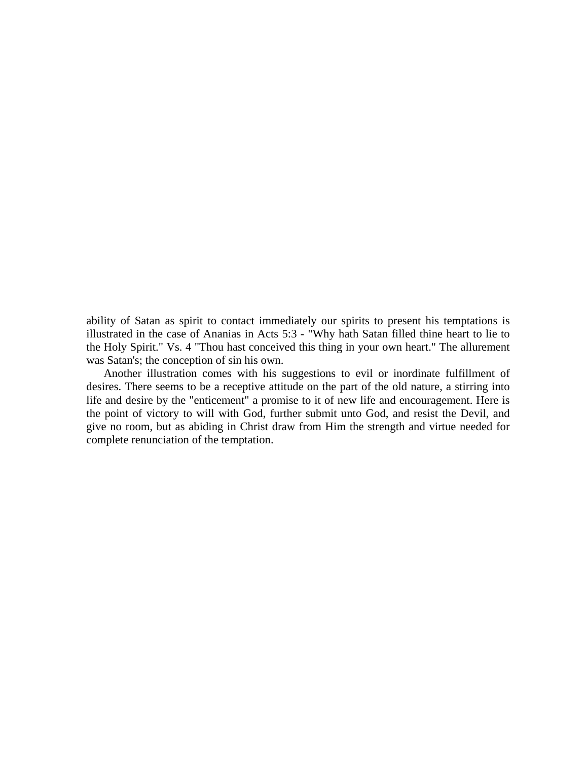ability of Satan as spirit to contact immediately our spirits to present his temptations is illustrated in the case of Ananias in Acts 5:3 - "Why hath Satan filled thine heart to lie to the Holy Spirit." Vs. 4 "Thou hast conceived this thing in your own heart." The allurement was Satan's; the conception of sin his own.

Another illustration comes with his suggestions to evil or inordinate fulfillment of desires. There seems to be a receptive attitude on the part of the old nature, a stirring into life and desire by the "enticement" a promise to it of new life and encouragement. Here is the point of victory to will with God, further submit unto God, and resist the Devil, and give no room, but as abiding in Christ draw from Him the strength and virtue needed for complete renunciation of the temptation.